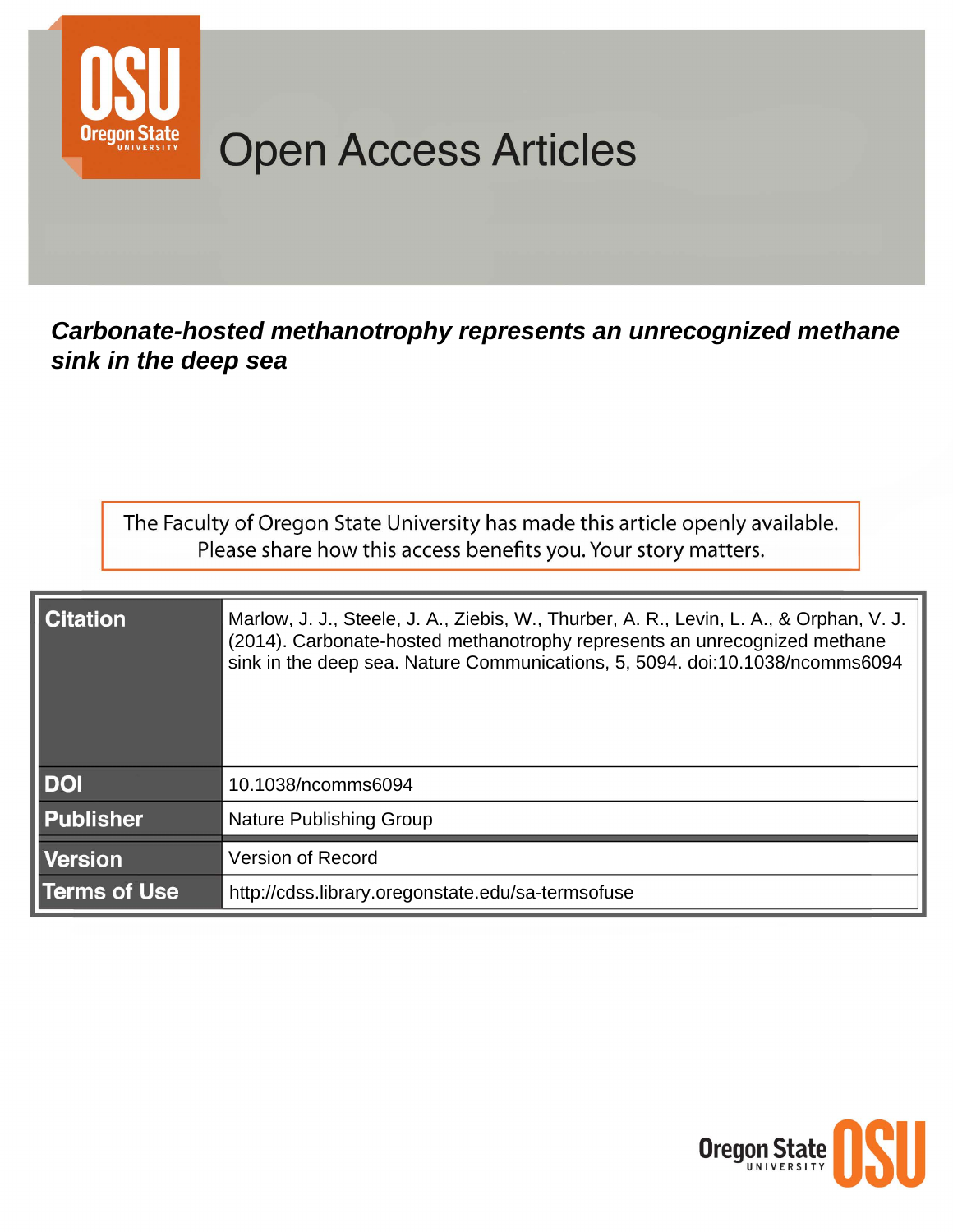# Open Access Articles

***Carbonate-hosted methanotrophy represents an unrecognized methane sink in the deep sea***

The Faculty of Oregon State University has made this article openly available.
Please share how this access benefits you. Your story matters.

| | |
|---|---|
| **Citation** | Marlow, J. J., Steele, J. A., Ziebis, W., Thurber, A. R., Levin, L. A., & Orphan, V. J. (2014). Carbonate-hosted methanotrophy represents an unrecognized methane sink in the deep sea. Nature Communications, 5, 5094. doi:10.1038/ncomms6094 |
| **DOI** | 10.1038/ncomms6094 |
| **Publisher** | Nature Publishing Group |
| **Version** | Version of Record |
| **Terms of Use** | http://cdss.library.oregonstate.edu/sa-termsofuse |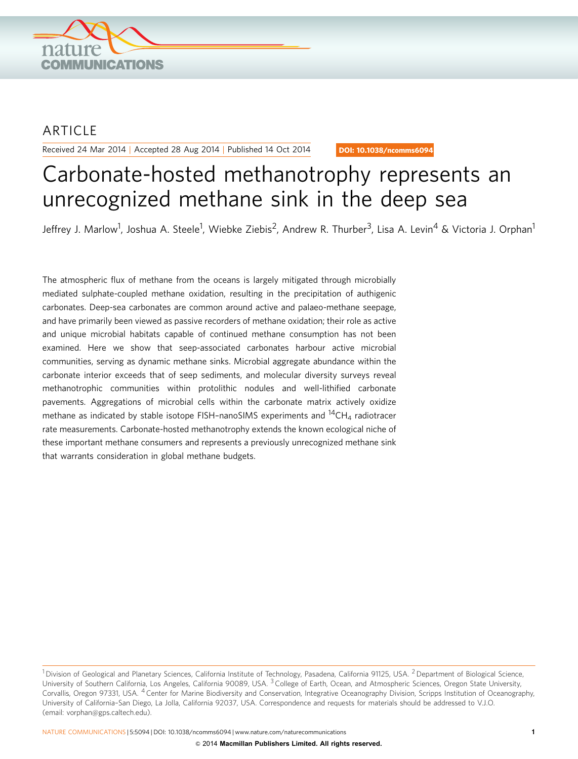## ARTICLE

Received 24 Mar 2014 | Accepted 28 Aug 2014 | Published 14 Oct 2014

DOI: 10.1038/ncomms6094

# Carbonate-hosted methanotrophy represents an unrecognized methane sink in the deep sea

Jeffrey J. Marlow[1], Joshua A. Steele[1], Wiebke Ziebis[2], Andrew R. Thurber[3], Lisa A. Levin[4] & Victoria J. Orphan[1]

The atmospheric flux of methane from the oceans is largely mitigated through microbially mediated sulphate-coupled methane oxidation, resulting in the precipitation of authigenic carbonates. Deep-sea carbonates are common around active and palaeo-methane seepage, and have primarily been viewed as passive recorders of methane oxidation; their role as active and unique microbial habitats capable of continued methane consumption has not been examined. Here we show that seep-associated carbonates harbour active microbial communities, serving as dynamic methane sinks. Microbial aggregate abundance within the carbonate interior exceeds that of seep sediments, and molecular diversity surveys reveal methanotrophic communities within protolithic nodules and well-lithified carbonate pavements. Aggregations of microbial cells within the carbonate matrix actively oxidize methane as indicated by stable isotope FISH–nanoSIMS experiments and $^{14}CH_4$ radiotracer rate measurements. Carbonate-hosted methanotrophy extends the known ecological niche of these important methane consumers and represents a previously unrecognized methane sink that warrants consideration in global methane budgets.

[1] Division of Geological and Planetary Sciences, California Institute of Technology, Pasadena, California 91125, USA. [2] Department of Biological Science, University of Southern California, Los Angeles, California 90089, USA. [3] College of Earth, Ocean, and Atmospheric Sciences, Oregon State University, Corvallis, Oregon 97331, USA. [4] Center for Marine Biodiversity and Conservation, Integrative Oceanography Division, Scripps Institution of Oceanography, University of California–San Diego, La Jolla, California 92037, USA. Correspondence and requests for materials should be addressed to V.J.O. (email: vorphan@gps.caltech.edu).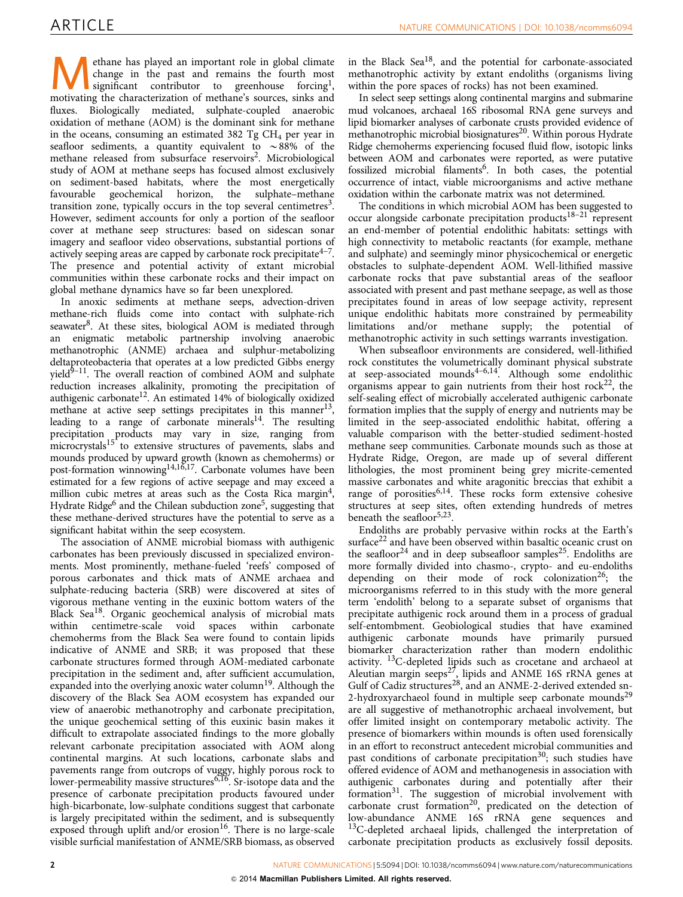Methane has played an important role in global climate change in the past and remains the fourth most significant contributor to greenhouse forcing[1], motivating the characterization of methane's sources, sinks and fluxes. Biologically mediated, sulphate-coupled anaerobic oxidation of methane (AOM) is the dominant sink for methane in the oceans, consuming an estimated 382 Tg $CH_4$ per year in seafloor sediments, a quantity equivalent to ~88% of the methane released from subsurface reservoirs[2]. Microbiological study of AOM at methane seeps has focused almost exclusively on sediment-based habitats, where the most energetically favourable geochemical horizon, the sulphate–methane transition zone, typically occurs in the top several centimetres[3]. However, sediment accounts for only a portion of the seafloor cover at methane seep structures: based on sidescan sonar imagery and seafloor video observations, substantial portions of actively seeping areas are capped by carbonate rock precipitate[4–7]. The presence and potential activity of extant microbial communities within these carbonate rocks and their impact on global methane dynamics have so far been unexplored.

In anoxic sediments at methane seeps, advection-driven methane-rich fluids come into contact with sulphate-rich seawater[8]. At these sites, biological AOM is mediated through an enigmatic metabolic partnership involving anaerobic methanotrophic (ANME) archaea and sulphur-metabolizing deltaproteobacteria that operates at a low predicted Gibbs energy yield[9–11]. The overall reaction of combined AOM and sulphate reduction increases alkalinity, promoting the precipitation of authigenic carbonate[12]. An estimated 14% of biologically oxidized methane at active seep settings precipitates in this manner[13], leading to a range of carbonate minerals[14]. The resulting precipitation products may vary in size, ranging from microcrystals[15] to extensive structures of pavements, slabs and mounds produced by upward growth (known as chemoherms) or post-formation winnowing[14,16,17]. Carbonate volumes have been estimated for a few regions of active seepage and may exceed a million cubic metres at areas such as the Costa Rica margin[4], Hydrate Ridge[6] and the Chilean subduction zone[5], suggesting that these methane-derived structures have the potential to serve as a significant habitat within the seep ecosystem.

The association of ANME microbial biomass with authigenic carbonates has been previously discussed in specialized environments. Most prominently, methane-fueled 'reefs' composed of porous carbonates and thick mats of ANME archaea and sulphate-reducing bacteria (SRB) were discovered at sites of vigorous methane venting in the euxinic bottom waters of the Black Sea[18]. Organic geochemical analysis of microbial mats within centimetre-scale void spaces within carbonate chemoherms from the Black Sea were found to contain lipids indicative of ANME and SRB; it was proposed that these carbonate structures formed through AOM-mediated carbonate precipitation in the sediment and, after sufficient accumulation, expanded into the overlying anoxic water column[19]. Although the discovery of the Black Sea AOM ecosystem has expanded our view of anaerobic methanotrophy and carbonate precipitation, the unique geochemical setting of this euxinic basin makes it difficult to extrapolate associated findings to the more globally relevant carbonate precipitation associated with AOM along continental margins. At such locations, carbonate slabs and pavements range from outcrops of vuggy, highly porous rock to lower-permeability massive structures[6,16]. Sr-isotope data and the presence of carbonate precipitation products favoured under high-bicarbonate, low-sulphate conditions suggest that carbonate is largely precipitated within the sediment, and is subsequently exposed through uplift and/or erosion[16]. There is no large-scale visible surficial manifestation of ANME/SRB biomass, as observed in the Black Sea[18], and the potential for carbonate-associated methanotrophic activity by extant endoliths (organisms living within the pore spaces of rocks) has not been examined.

In select seep settings along continental margins and submarine mud volcanoes, archaeal 16S ribosomal RNA gene surveys and lipid biomarker analyses of carbonate crusts provided evidence of methanotrophic microbial biosignatures[20]. Within porous Hydrate Ridge chemoherms experiencing focused fluid flow, isotopic links between AOM and carbonates were reported, as were putative fossilized microbial filaments[6]. In both cases, the potential occurrence of intact, viable microorganisms and active methane oxidation within the carbonate matrix was not determined.

The conditions in which microbial AOM has been suggested to occur alongside carbonate precipitation products[18–21] represent an end-member of potential endolithic habitats: settings with high connectivity to metabolic reactants (for example, methane and sulphate) and seemingly minor physicochemical or energetic obstacles to sulphate-dependent AOM. Well-lithified massive carbonate rocks that pave substantial areas of the seafloor associated with present and past methane seepage, as well as those precipitates found in areas of low seepage activity, represent unique endolithic habitats more constrained by permeability limitations and/or methane supply; the potential of methanotrophic activity in such settings warrants investigation.

When subseafloor environments are considered, well-lithified rock constitutes the volumetrically dominant physical substrate at seep-associated mounds[4–6,14]. Although some endolithic organisms appear to gain nutrients from their host rock[22], the self-sealing effect of microbially accelerated authigenic carbonate formation implies that the supply of energy and nutrients may be limited in the seep-associated endolithic habitat, offering a valuable comparison with the better-studied sediment-hosted methane seep communities. Carbonate mounds such as those at Hydrate Ridge, Oregon, are made up of several different lithologies, the most prominent being grey micrite-cemented massive carbonates and white aragonitic breccias that exhibit a range of porosities[6,14]. These rocks form extensive cohesive structures at seep sites, often extending hundreds of metres beneath the seafloor[5,23].

Endoliths are probably pervasive within rocks at the Earth's surface[22] and have been observed within basaltic oceanic crust on the seafloor[24] and in deep subseafloor samples[25]. Endoliths are more formally divided into chasmo-, crypto- and eu-endoliths depending on their mode of rock colonization[26]; the microorganisms referred to in this study with the more general term 'endolith' belong to a separate subset of organisms that precipitate authigenic rock around them in a process of gradual self-entombment. Geobiological studies that have examined authigenic carbonate mounds have primarily pursued biomarker characterization rather than modern endolithic activity. $^{13}C$-depleted lipids such as crocetane and archaeol at Aleutian margin seeps[27], lipids and ANME 16S rRNA genes at Gulf of Cadiz structures[28], and an ANME-2-derived extended sn-2-hydroxyarchaeol found in multiple seep carbonate mounds[29] are all suggestive of methanotrophic archaeal involvement, but offer limited insight on contemporary metabolic activity. The presence of biomarkers within mounds is often used forensically in an effort to reconstruct antecedent microbial communities and past conditions of carbonate precipitation[30]; such studies have offered evidence of AOM and methanogenesis in association with authigenic carbonates during and potentially after their formation[31]. The suggestion of microbial involvement with carbonate crust formation[20], predicated on the detection of low-abundance ANME 16S rRNA gene sequences and $^{13}C$-depleted archaeal lipids, challenged the interpretation of carbonate precipitation products as exclusively fossil deposits.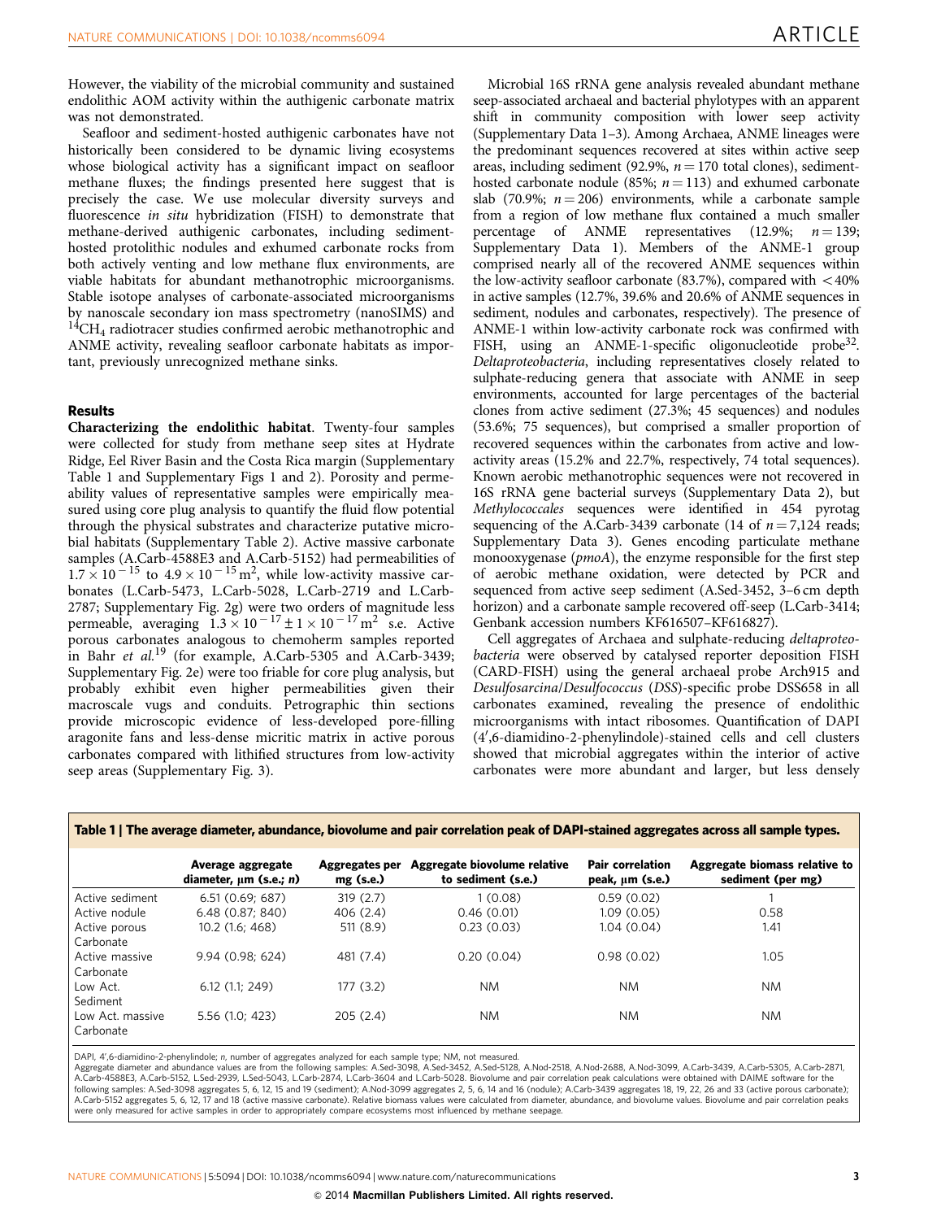However, the viability of the microbial community and sustained endolithic AOM activity within the authigenic carbonate matrix was not demonstrated.

Seafloor and sediment-hosted authigenic carbonates have not historically been considered to be dynamic living ecosystems whose biological activity has a significant impact on seafloor methane fluxes; the findings presented here suggest that is precisely the case. We use molecular diversity surveys and fluorescence *in situ* hybridization (FISH) to demonstrate that methane-derived authigenic carbonates, including sediment-hosted protolithic nodules and exhumed carbonate rocks from both actively venting and low methane flux environments, are viable habitats for abundant methanotrophic microorganisms. Stable isotope analyses of carbonate-associated microorganisms by nanoscale secondary ion mass spectrometry (nanoSIMS) and $^{14}CH_4$ radiotracer studies confirmed aerobic methanotrophic and ANME activity, revealing seafloor carbonate habitats as important, previously unrecognized methane sinks.

## Results

**Characterizing the endolithic habitat**. Twenty-four samples were collected for study from methane seep sites at Hydrate Ridge, Eel River Basin and the Costa Rica margin (Supplementary Table 1 and Supplementary Figs 1 and 2). Porosity and permeability values of representative samples were empirically measured using core plug analysis to quantify the fluid flow potential through the physical substrates and characterize putative microbial habitats (Supplementary Table 2). Active massive carbonate samples (A.Carb-4588E3 and A.Carb-5152) had permeabilities of $1.7 \times 10^{-15}$ to $4.9 \times 10^{-15}$ m$^2$, while low-activity massive carbonates (L.Carb-5473, L.Carb-5028, L.Carb-2719 and L.Carb-2787; Supplementary Fig. 2g) were two orders of magnitude less permeable, averaging $1.3 \times 10^{-17} \pm 1 \times 10^{-17}$ m$^2$ s.e. Active porous carbonates analogous to chemoherm samples reported in Bahr *et al.*[19] (for example, A.Carb-5305 and A.Carb-3439; Supplementary Fig. 2e) were too friable for core plug analysis, but probably exhibit even higher permeabilities given their macroscale vugs and conduits. Petrographic thin sections provide microscopic evidence of less-developed pore-filling aragonite fans and less-dense micritic matrix in active porous carbonates compared with lithified structures from low-activity seep areas (Supplementary Fig. 3).

Microbial 16S rRNA gene analysis revealed abundant methane seep-associated archaeal and bacterial phylotypes with an apparent shift in community composition with lower seep activity (Supplementary Data 1–3). Among Archaea, ANME lineages were the predominant sequences recovered at sites within active seep areas, including sediment (92.9%, $n = 170$ total clones), sediment-hosted carbonate nodule (85%; $n = 113$) and exhumed carbonate slab (70.9%; $n = 206$) environments, while a carbonate sample from a region of low methane flux contained a much smaller percentage of ANME representatives (12.9%; $n = 139$; Supplementary Data 1). Members of the ANME-1 group comprised nearly all of the recovered ANME sequences within the low-activity seafloor carbonate (83.7%), compared with <40% in active samples (12.7%, 39.6% and 20.6% of ANME sequences in sediment, nodules and carbonates, respectively). The presence of ANME-1 within low-activity carbonate rock was confirmed with FISH, using an ANME-1-specific oligonucleotide probe[32]. *Deltaproteobacteria*, including representatives closely related to sulphate-reducing genera that associate with ANME in seep environments, accounted for large percentages of the bacterial clones from active sediment (27.3%; 45 sequences) and nodules (53.6%; 75 sequences), but comprised a smaller proportion of recovered sequences within the carbonates from active and low-activity areas (15.2% and 22.7%, respectively, 74 total sequences). Known aerobic methanotrophic sequences were not recovered in 16S rRNA gene bacterial surveys (Supplementary Data 2), but *Methylococcales* sequences were identified in 454 pyrotag sequencing of the A.Carb-3439 carbonate (14 of $n = 7{,}124$ reads; Supplementary Data 3). Genes encoding particulate methane monooxygenase (*pmoA*), the enzyme responsible for the first step of aerobic methane oxidation, were detected by PCR and sequenced from active seep sediment (A.Sed-3452, 3–6 cm depth horizon) and a carbonate sample recovered off-seep (L.Carb-3414; Genbank accession numbers KF616507–KF616827).

Cell aggregates of Archaea and sulphate-reducing *deltaproteobacteria* were observed by catalysed reporter deposition FISH (CARD-FISH) using the general archaeal probe Arch915 and *Desulfosarcina*/*Desulfococcus* (*DSS*)-specific probe DSS658 in all carbonates examined, revealing the presence of endolithic microorganisms with intact ribosomes. Quantification of DAPI (4′,6-diamidino-2-phenylindole)-stained cells and cell clusters showed that microbial aggregates within the interior of active carbonates were more abundant and larger, but less densely

**Table 1 | The average diameter, abundance, biovolume and pair correlation peak of DAPI-stained aggregates across all sample types.**

| | Average aggregate diameter, μm (s.e.; *n*) | Aggregates per mg (s.e.) | Aggregate biovolume relative to sediment (s.e.) | Pair correlation peak, μm (s.e.) | Aggregate biomass relative to sediment (per mg) |
|---|---|---|---|---|---|
| Active sediment | 6.51 (0.69; 687) | 319 (2.7) | 1 (0.08) | 0.59 (0.02) | 1 |
| Active nodule | 6.48 (0.87; 840) | 406 (2.4) | 0.46 (0.01) | 1.09 (0.05) | 0.58 |
| Active porous Carbonate | 10.2 (1.6; 468) | 511 (8.9) | 0.23 (0.03) | 1.04 (0.04) | 1.41 |
| Active massive Carbonate | 9.94 (0.98; 624) | 481 (7.4) | 0.20 (0.04) | 0.98 (0.02) | 1.05 |
| Low Act. Sediment | 6.12 (1.1; 249) | 177 (3.2) | NM | NM | NM |
| Low Act. massive Carbonate | 5.56 (1.0; 423) | 205 (2.4) | NM | NM | NM |

DAPI, 4′,6-diamidino-2-phenylindole; *n*, number of aggregates analyzed for each sample type; NM, not measured.
Aggregate diameter and abundance values are from the following samples: A.Sed-3098, A.Sed-3452, A.Sed-5128, A.Nod-2518, A.Nod-2688, A.Nod-3099, A.Carb-3439, A.Carb-5305, A.Carb-2871, A.Carb-4588E3, A.Carb-5152, L.Sed-2939, L.Sed-5043, L.Carb-2874, L.Carb-3604 and L.Carb-5028. Biovolume and pair correlation peak calculations were obtained with DAIME software for the following samples: A.Sed-3098 aggregates 5, 6, 12, 15 and 19 (sediment); A.Nod-3099 aggregates 2, 5, 6, 14 and 16 (nodule); A.Carb-3439 aggregates 18, 19, 22, 26 and 33 (active porous carbonate); A.Carb-5152 aggregates 5, 6, 12, 17 and 18 (active massive carbonate). Relative biomass values were calculated from diameter, abundance, and biovolume values. Biovolume and pair correlation peaks were only measured for active samples in order to appropriately compare ecosystems most influenced by methane seepage.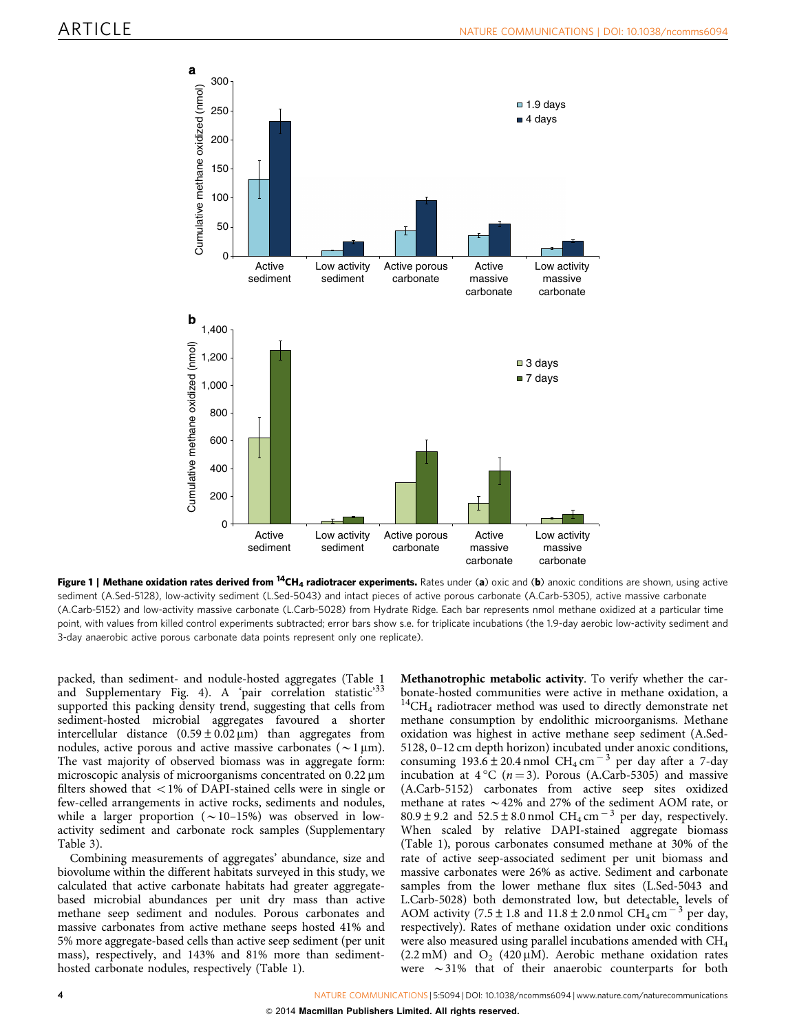**Figure 1 | Methane oxidation rates derived from $^{14}CH_4$ radiotracer experiments.** Rates under (**a**) oxic and (**b**) anoxic conditions are shown, using active sediment (A.Sed-5128), low-activity sediment (L.Sed-5043) and intact pieces of active porous carbonate (A.Carb-5305), active massive carbonate (A.Carb-5152) and low-activity massive carbonate (L.Carb-5028) from Hydrate Ridge. Each bar represents nmol methane oxidized at a particular time point, with values from killed control experiments subtracted; error bars show s.e. for triplicate incubations (the 1.9-day aerobic low-activity sediment and 3-day anaerobic active porous carbonate data points represent only one replicate).

packed, than sediment- and nodule-hosted aggregates (Table 1 and Supplementary Fig. 4). A 'pair correlation statistic'[33] supported this packing density trend, suggesting that cells from sediment-hosted microbial aggregates favoured a shorter intercellular distance ($0.59 \pm 0.02\,\mu m$) than aggregates from nodules, active porous and active massive carbonates ($\sim 1\,\mu m$). The vast majority of observed biomass was in aggregate form: microscopic analysis of microorganisms concentrated on $0.22\,\mu m$ filters showed that $<1\%$ of DAPI-stained cells were in single or few-celled arrangements in active rocks, sediments and nodules, while a larger proportion ($\sim 10$–$15\%$) was observed in low-activity sediment and carbonate rock samples (Supplementary Table 3).

Combining measurements of aggregates' abundance, size and biovolume within the different habitats surveyed in this study, we calculated that active carbonate habitats had greater aggregate-based microbial abundances per unit dry mass than active methane seep sediment and nodules. Porous carbonates and massive carbonates from active methane seeps hosted 41% and 5% more aggregate-based cells than active seep sediment (per unit mass), respectively, and 143% and 81% more than sediment-hosted carbonate nodules, respectively (Table 1).

**Methanotrophic metabolic activity**. To verify whether the carbonate-hosted communities were active in methane oxidation, a $^{14}CH_4$ radiotracer method was used to directly demonstrate net methane consumption by endolithic microorganisms. Methane oxidation was highest in active methane seep sediment (A.Sed-5128, 0–12 cm depth horizon) incubated under anoxic conditions, consuming $193.6 \pm 20.4$ nmol $CH_4\,cm^{-3}$ per day after a 7-day incubation at 4 °C ($n = 3$). Porous (A.Carb-5305) and massive (A.Carb-5152) carbonates from active seep sites oxidized methane at rates $\sim 42\%$ and 27% of the sediment AOM rate, or $80.9 \pm 9.2$ and $52.5 \pm 8.0$ nmol $CH_4\,cm^{-3}$ per day, respectively. When scaled by relative DAPI-stained aggregate biomass (Table 1), porous carbonates consumed methane at 30% of the rate of active seep-associated sediment per unit biomass and massive carbonates were 26% as active. Sediment and carbonate samples from the lower methane flux sites (L.Sed-5043 and L.Carb-5028) both demonstrated low, but detectable, levels of AOM activity ($7.5 \pm 1.8$ and $11.8 \pm 2.0$ nmol $CH_4\,cm^{-3}$ per day, respectively). Rates of methane oxidation under oxic conditions were also measured using parallel incubations amended with $CH_4$ (2.2 mM) and $O_2$ ($420\,\mu M$). Aerobic methane oxidation rates were $\sim 31\%$ that of their anaerobic counterparts for both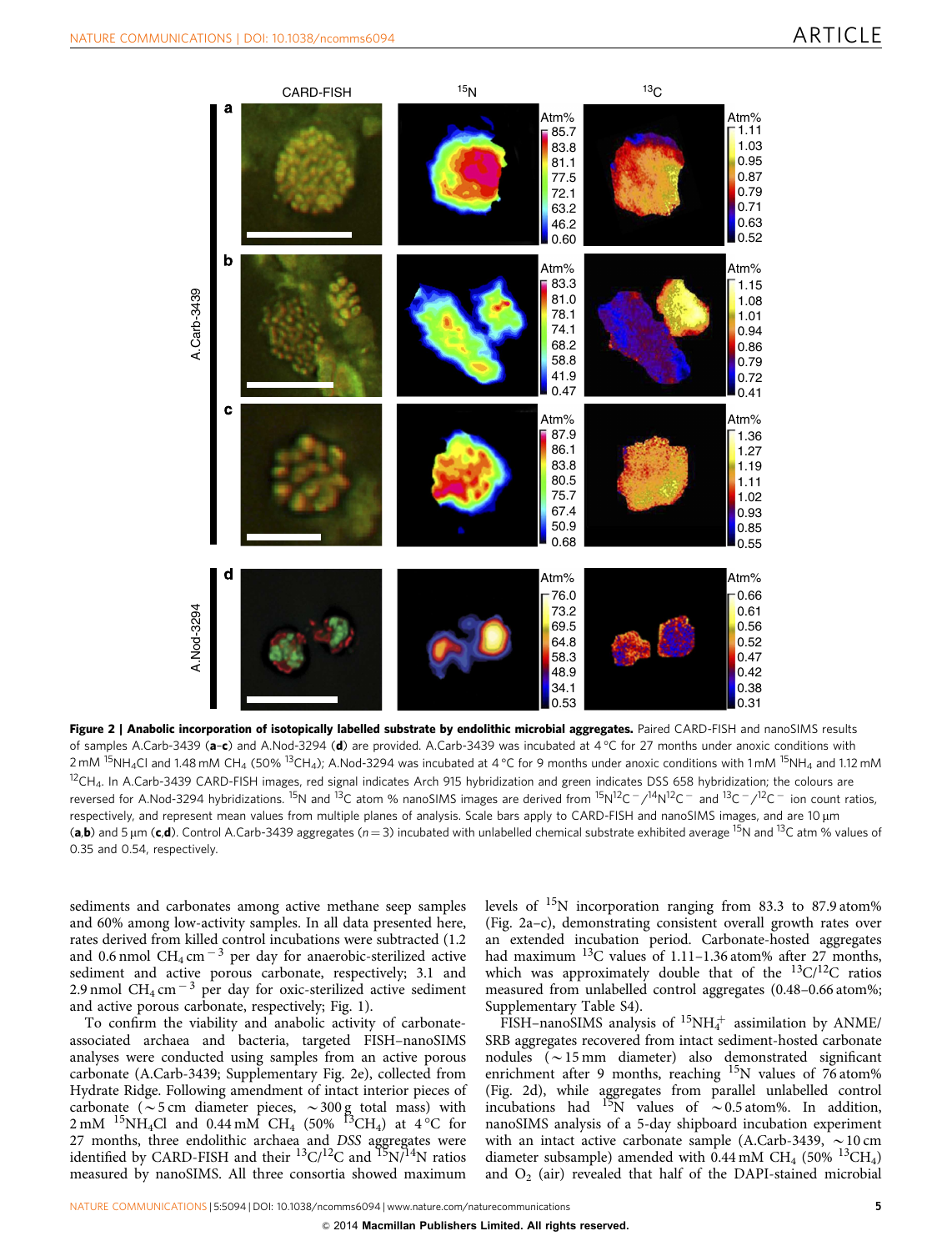Figure 2 | Anabolic incorporation of isotopically labelled substrate by endolithic microbial aggregates. Paired CARD-FISH and nanoSIMS results of samples A.Carb-3439 (a–c) and A.Nod-3294 (d) are provided. A.Carb-3439 was incubated at 4 °C for 27 months under anoxic conditions with 2 mM $^{15}NH_4Cl$ and 1.48 mM $CH_4$ (50% $^{13}CH_4$); A.Nod-3294 was incubated at 4 °C for 9 months under anoxic conditions with 1 mM $^{15}NH_4$ and 1.12 mM $^{12}CH_4$. In A.Carb-3439 CARD-FISH images, red signal indicates Arch 915 hybridization and green indicates DSS 658 hybridization; the colours are reversed for A.Nod-3294 hybridizations. $^{15}N$ and $^{13}C$ atom % nanoSIMS images are derived from $^{15}N^{12}C^-/^{14}N^{12}C^-$ and $^{13}C^-/^{12}C^-$ ion count ratios, respectively, and represent mean values from multiple planes of analysis. Scale bars apply to CARD-FISH and nanoSIMS images, and are 10 µm (a,b) and 5 µm (c,d). Control A.Carb-3439 aggregates ($n = 3$) incubated with unlabelled chemical substrate exhibited average $^{15}N$ and $^{13}C$ atm % values of 0.35 and 0.54, respectively.

sediments and carbonates among active methane seep samples and 60% among low-activity samples. In all data presented here, rates derived from killed control incubations were subtracted (1.2 and 0.6 nmol $CH_4$ $cm^{-3}$ per day for anaerobic-sterilized active sediment and active porous carbonate, respectively; 3.1 and 2.9 nmol $CH_4$ $cm^{-3}$ per day for oxic-sterilized active sediment and active porous carbonate, respectively; Fig. 1).

To confirm the viability and anabolic activity of carbonate-associated archaea and bacteria, targeted FISH–nanoSIMS analyses were conducted using samples from an active porous carbonate (A.Carb-3439; Supplementary Fig. 2e), collected from Hydrate Ridge. Following amendment of intact interior pieces of carbonate (~5 cm diameter pieces, ~300 g total mass) with 2 mM $^{15}NH_4Cl$ and 0.44 mM $CH_4$ (50% $^{13}CH_4$) at 4 °C for 27 months, three endolithic archaea and *DSS* aggregates were identified by CARD-FISH and their $^{13}C/^{12}C$ and $^{15}N/^{14}N$ ratios measured by nanoSIMS. All three consortia showed maximum levels of $^{15}N$ incorporation ranging from 83.3 to 87.9 atom% (Fig. 2a–c), demonstrating consistent overall growth rates over an extended incubation period. Carbonate-hosted aggregates had maximum $^{13}C$ values of 1.11–1.36 atom% after 27 months, which was approximately double that of the $^{13}C/^{12}C$ ratios measured from unlabelled control aggregates (0.48–0.66 atom%; Supplementary Table S4).

FISH–nanoSIMS analysis of $^{15}NH_4^+$ assimilation by ANME/SRB aggregates recovered from intact sediment-hosted carbonate nodules (~15 mm diameter) also demonstrated significant enrichment after 9 months, reaching $^{15}N$ values of 76 atom% (Fig. 2d), while aggregates from parallel unlabelled control incubations had $^{15}N$ values of ~0.5 atom%. In addition, nanoSIMS analysis of a 5-day shipboard incubation experiment with an intact active carbonate sample (A.Carb-3439, ~10 cm diameter subsample) amended with 0.44 mM $CH_4$ (50% $^{13}CH_4$) and $O_2$ (air) revealed that half of the DAPI-stained microbial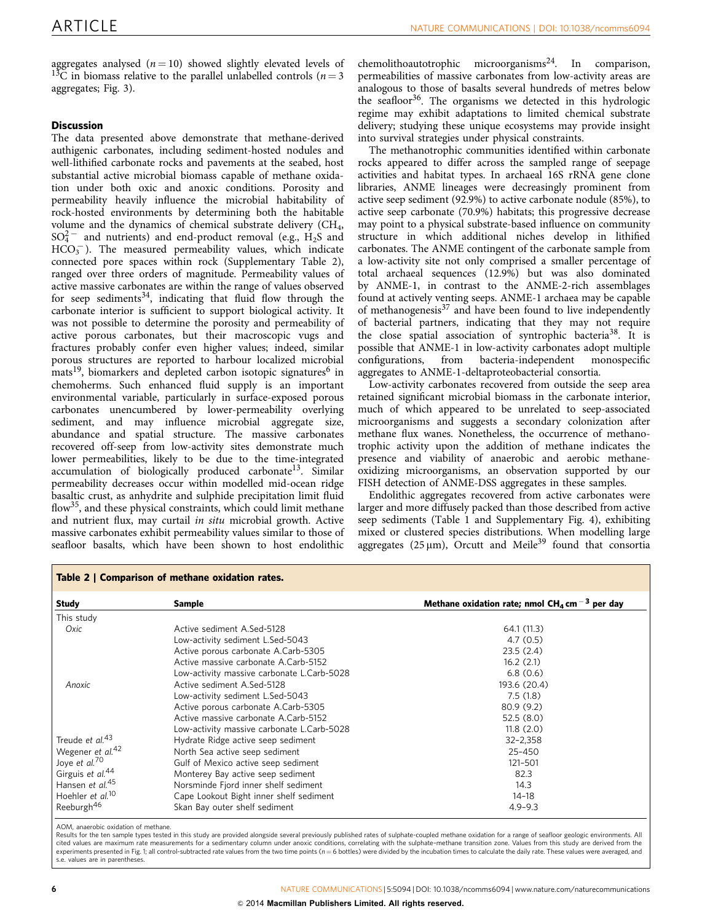aggregates analysed ($n = 10$) showed slightly elevated levels of $^{13}C$ in biomass relative to the parallel unlabelled controls ($n = 3$ aggregates; Fig. 3).

## Discussion

The data presented above demonstrate that methane-derived authigenic carbonates, including sediment-hosted nodules and well-lithified carbonate rocks and pavements at the seabed, host substantial active microbial biomass capable of methane oxidation under both oxic and anoxic conditions. Porosity and permeability heavily influence the microbial habitability of rock-hosted environments by determining both the habitable volume and the dynamics of chemical substrate delivery ($CH_4$, $SO_4^{2-}$ and nutrients) and end-product removal (e.g., $H_2S$ and $HCO_3^-$). The measured permeability values, which indicate connected pore spaces within rock (Supplementary Table 2), ranged over three orders of magnitude. Permeability values of active massive carbonates are within the range of values observed for seep sediments[34], indicating that fluid flow through the carbonate interior is sufficient to support biological activity. It was not possible to determine the porosity and permeability of active porous carbonates, but their macroscopic vugs and fractures probably confer even higher values; indeed, similar porous structures are reported to harbour localized microbial mats[19], biomarkers and depleted carbon isotopic signatures[6] in chemoherms. Such enhanced fluid supply is an important environmental variable, particularly in surface-exposed porous carbonates unencumbered by lower-permeability overlying sediment, and may influence microbial aggregate size, abundance and spatial structure. The massive carbonates recovered off-seep from low-activity sites demonstrate much lower permeabilities, likely to be due to the time-integrated accumulation of biologically produced carbonate[13]. Similar permeability decreases occur within modelled mid-ocean ridge basaltic crust, as anhydrite and sulphide precipitation limit fluid flow[35], and these physical constraints, which could limit methane and nutrient flux, may curtail *in situ* microbial growth. Active massive carbonates exhibit permeability values similar to those of seafloor basalts, which have been shown to host endolithic chemolithoautotrophic microorganisms[24]. In comparison, permeabilities of massive carbonates from low-activity areas are analogous to those of basalts several hundreds of metres below the seafloor[36]. The organisms we detected in this hydrologic regime may exhibit adaptations to limited chemical substrate delivery; studying these unique ecosystems may provide insight into survival strategies under physical constraints.

The methanotrophic communities identified within carbonate rocks appeared to differ across the sampled range of seepage activities and habitat types. In archaeal 16S rRNA gene clone libraries, ANME lineages were decreasingly prominent from active seep sediment (92.9%) to active carbonate nodule (85%), to active seep carbonate (70.9%) habitats; this progressive decrease may point to a physical substrate-based influence on community structure in which additional niches develop in lithified carbonates. The ANME contingent of the carbonate sample from a low-activity site not only comprised a smaller percentage of total archaeal sequences (12.9%) but was also dominated by ANME-1, in contrast to the ANME-2-rich assemblages found at actively venting seeps. ANME-1 archaea may be capable of methanogenesis[37] and have been found to live independently of bacterial partners, indicating that they may not require the close spatial association of syntrophic bacteria[38]. It is possible that ANME-1 in low-activity carbonates adopt multiple configurations, from bacteria-independent monospecific aggregates to ANME-1-deltaproteobacterial consortia.

Low-activity carbonates recovered from outside the seep area retained significant microbial biomass in the carbonate interior, much of which appeared to be unrelated to seep-associated microorganisms and suggests a secondary colonization after methane flux wanes. Nonetheless, the occurrence of methanotrophic activity upon the addition of methane indicates the presence and viability of anaerobic and aerobic methane-oxidizing microorganisms, an observation supported by our FISH detection of ANME-DSS aggregates in these samples.

Endolithic aggregates recovered from active carbonates were larger and more diffusely packed than those described from active seep sediments (Table 1 and Supplementary Fig. 4), exhibiting mixed or clustered species distributions. When modelling large aggregates (25 μm), Orcutt and Meile[39] found that consortia

**Table 2 | Comparison of methane oxidation rates.**

| Study | Sample | Methane oxidation rate; nmol $CH_4$ $cm^{-3}$ per day |
|---|---|---|
| This study | | |
| *Oxic* | Active sediment A.Sed-5128 | 64.1 (11.3) |
| | Low-activity sediment L.Sed-5043 | 4.7 (0.5) |
| | Active porous carbonate A.Carb-5305 | 23.5 (2.4) |
| | Active massive carbonate A.Carb-5152 | 16.2 (2.1) |
| | Low-activity massive carbonate L.Carb-5028 | 6.8 (0.6) |
| *Anoxic* | Active sediment A.Sed-5128 | 193.6 (20.4) |
| | Low-activity sediment L.Sed-5043 | 7.5 (1.8) |
| | Active porous carbonate A.Carb-5305 | 80.9 (9.2) |
| | Active massive carbonate A.Carb-5152 | 52.5 (8.0) |
| | Low-activity massive carbonate L.Carb-5028 | 11.8 (2.0) |
| Treude *et al.*[43] | Hydrate Ridge active seep sediment | 32–2,358 |
| Wegener *et al.*[42] | North Sea active seep sediment | 25–450 |
| Joye *et al.*[70] | Gulf of Mexico active seep sediment | 121–501 |
| Girguis *et al.*[44] | Monterey Bay active seep sediment | 82.3 |
| Hansen *et al.*[45] | Norsminde Fjord inner shelf sediment | 14.3 |
| Hoehler *et al.*[10] | Cape Lookout Bight inner shelf sediment | 14–18 |
| Reeburgh[46] | Skan Bay outer shelf sediment | 4.9–9.3 |

AOM, anaerobic oxidation of methane.
Results for the ten sample types tested in this study are provided alongside several previously published rates of sulphate-coupled methane oxidation for a range of seafloor geologic environments. All cited values are maximum rate measurements for a sedimentary column under anoxic conditions, correlating with the sulphate–methane transition zone. Values from this study are derived from the experiments presented in Fig. 1; all control-subtracted rate values from the two time points ($n = 6$ bottles) were divided by the incubation times to calculate the daily rate. These values were averaged, and s.e. values are in parentheses.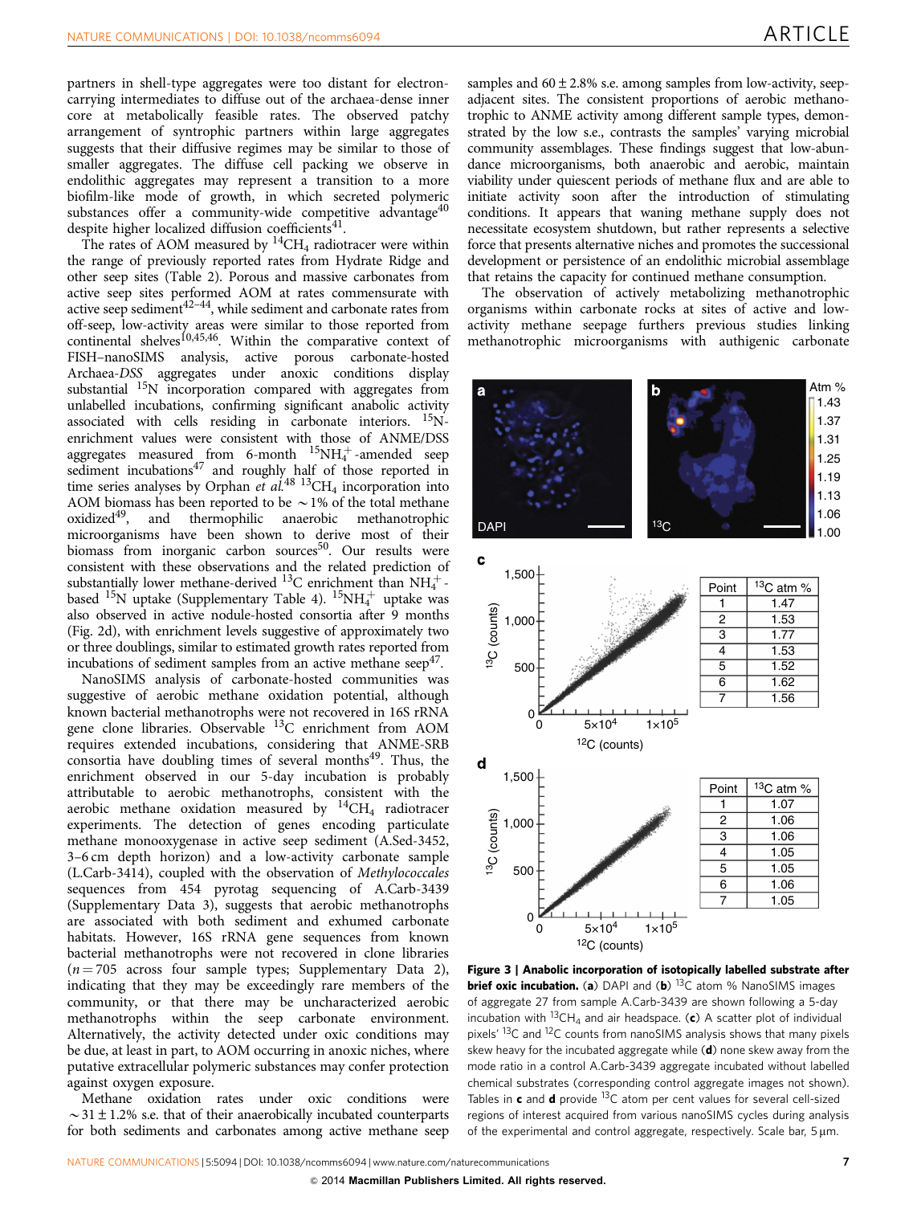partners in shell-type aggregates were too distant for electron-carrying intermediates to diffuse out of the archaea-dense inner core at metabolically feasible rates. The observed patchy arrangement of syntrophic partners within large aggregates suggests that their diffusive regimes may be similar to those of smaller aggregates. The diffuse cell packing we observe in endolithic aggregates may represent a transition to a more biofilm-like mode of growth, in which secreted polymeric substances offer a community-wide competitive advantage[40] despite higher localized diffusion coefficients[41].

The rates of AOM measured by $^{14}CH_4$ radiotracer were within the range of previously reported rates from Hydrate Ridge and other seep sites (Table 2). Porous and massive carbonates from active seep sites performed AOM at rates commensurate with active seep sediment[42–44], while sediment and carbonate rates from off-seep, low-activity areas were similar to those reported from continental shelves[10,45,46]. Within the comparative context of FISH–nanoSIMS analysis, active porous carbonate-hosted Archaea-*DSS* aggregates under anoxic conditions display substantial $^{15}N$ incorporation compared with aggregates from unlabelled incubations, confirming significant anabolic activity associated with cells residing in carbonate interiors. $^{15}N$-enrichment values were consistent with those of ANME/DSS aggregates measured from 6-month $^{15}NH_4^+$-amended seep sediment incubations[47] and roughly half of those reported in time series analyses by Orphan *et al.*[48] $^{13}CH_4$ incorporation into AOM biomass has been reported to be ~1% of the total methane oxidized[49], and thermophilic anaerobic methanotrophic microorganisms have been shown to derive most of their biomass from inorganic carbon sources[50]. Our results were consistent with these observations and the related prediction of substantially lower methane-derived $^{13}C$ enrichment than $NH_4^+$-based $^{15}N$ uptake (Supplementary Table 4). $^{15}NH_4^+$ uptake was also observed in active nodule-hosted consortia after 9 months (Fig. 2d), with enrichment levels suggestive of approximately two or three doublings, similar to estimated growth rates reported from incubations of sediment samples from an active methane seep[47].

NanoSIMS analysis of carbonate-hosted communities was suggestive of aerobic methane oxidation potential, although known bacterial methanotrophs were not recovered in 16S rRNA gene clone libraries. Observable $^{13}C$ enrichment from AOM requires extended incubations, considering that ANME-SRB consortia have doubling times of several months[49]. Thus, the enrichment observed in our 5-day incubation is probably attributable to aerobic methanotrophs, consistent with the aerobic methane oxidation measured by $^{14}CH_4$ radiotracer experiments. The detection of genes encoding particulate methane monooxygenase in active seep sediment (A.Sed-3452, 3–6 cm depth horizon) and a low-activity carbonate sample (L.Carb-3414), coupled with the observation of *Methylococcales* sequences from 454 pyrotag sequencing of A.Carb-3439 (Supplementary Data 3), suggests that aerobic methanotrophs are associated with both sediment and exhumed carbonate habitats. However, 16S rRNA gene sequences from known bacterial methanotrophs were not recovered in clone libraries ($n = 705$ across four sample types; Supplementary Data 2), indicating that they may be exceedingly rare members of the community, or that there may be uncharacterized aerobic methanotrophs within the seep carbonate environment. Alternatively, the activity detected under oxic conditions may be due, at least in part, to AOM occurring in anoxic niches, where putative extracellular polymeric substances may confer protection against oxygen exposure.

Methane oxidation rates under oxic conditions were ~$31 \pm 1.2$% s.e. that of their anaerobically incubated counterparts for both sediments and carbonates among active methane seep samples and $60 \pm 2.8$% s.e. among samples from low-activity, seep-adjacent sites. The consistent proportions of aerobic methanotrophic to ANME activity among different sample types, demonstrated by the low s.e., contrasts the samples' varying microbial community assemblages. These findings suggest that low-abundance microorganisms, both anaerobic and aerobic, maintain viability under quiescent periods of methane flux and are able to initiate activity soon after the introduction of stimulating conditions. It appears that waning methane supply does not necessitate ecosystem shutdown, but rather represents a selective force that presents alternative niches and promotes the successional development or persistence of an endolithic microbial assemblage that retains the capacity for continued methane consumption.

The observation of actively metabolizing methanotrophic organisms within carbonate rocks at sites of active and low-activity methane seepage furthers previous studies linking methanotrophic microorganisms with authigenic carbonate

| Point | $^{13}C$ atm % |
|---|---|
| 1 | 1.47 |
| 2 | 1.53 |
| 3 | 1.77 |
| 4 | 1.53 |
| 5 | 1.52 |
| 6 | 1.62 |
| 7 | 1.56 |

| Point | $^{13}C$ atm % |
|---|---|
| 1 | 1.07 |
| 2 | 1.06 |
| 3 | 1.06 |
| 4 | 1.05 |
| 5 | 1.05 |
| 6 | 1.06 |
| 7 | 1.05 |

**Figure 3 | Anabolic incorporation of isotopically labelled substrate after brief oxic incubation.** (**a**) DAPI and (**b**) $^{13}C$ atom % NanoSIMS images of aggregate 27 from sample A.Carb-3439 are shown following a 5-day incubation with $^{13}CH_4$ and air headspace. (**c**) A scatter plot of individual pixels' $^{13}C$ and $^{12}C$ counts from nanoSIMS analysis shows that many pixels skew heavy for the incubated aggregate while (**d**) none skew away from the mode ratio in a control A.Carb-3439 aggregate incubated without labelled chemical substrates (corresponding control aggregate images not shown). Tables in **c** and **d** provide $^{13}C$ atom per cent values for several cell-sized regions of interest acquired from various nanoSIMS cycles during analysis of the experimental and control aggregate, respectively. Scale bar, 5 μm.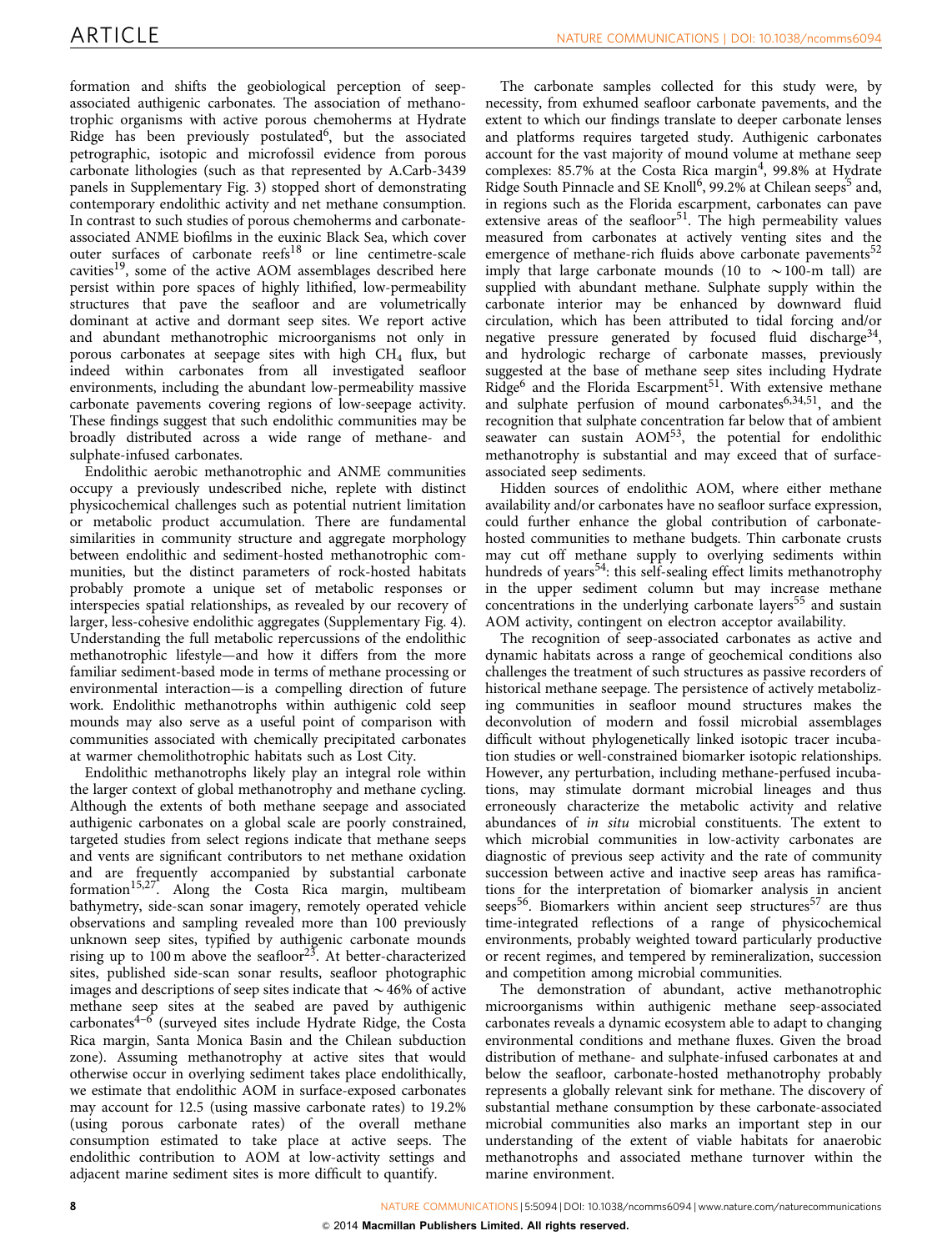formation and shifts the geobiological perception of seep-associated authigenic carbonates. The association of methanotrophic organisms with active porous chemoherms at Hydrate Ridge has been previously postulated[6], but the associated petrographic, isotopic and microfossil evidence from porous carbonate lithologies (such as that represented by A.Carb-3439 panels in Supplementary Fig. 3) stopped short of demonstrating contemporary endolithic activity and net methane consumption. In contrast to such studies of porous chemoherms and carbonate-associated ANME biofilms in the euxinic Black Sea, which cover outer surfaces of carbonate reefs[18] or line centimetre-scale cavities[19], some of the active AOM assemblages described here persist within pore spaces of highly lithified, low-permeability structures that pave the seafloor and are volumetrically dominant at active and dormant seep sites. We report active and abundant methanotrophic microorganisms not only in porous carbonates at seepage sites with high $CH_4$ flux, but indeed within carbonates from all investigated seafloor environments, including the abundant low-permeability massive carbonate pavements covering regions of low-seepage activity. These findings suggest that such endolithic communities may be broadly distributed across a wide range of methane- and sulphate-infused carbonates.

Endolithic aerobic methanotrophic and ANME communities occupy a previously undescribed niche, replete with distinct physicochemical challenges such as potential nutrient limitation or metabolic product accumulation. There are fundamental similarities in community structure and aggregate morphology between endolithic and sediment-hosted methanotrophic communities, but the distinct parameters of rock-hosted habitats probably promote a unique set of metabolic responses or interspecies spatial relationships, as revealed by our recovery of larger, less-cohesive endolithic aggregates (Supplementary Fig. 4). Understanding the full metabolic repercussions of the endolithic methanotrophic lifestyle—and how it differs from the more familiar sediment-based mode in terms of methane processing or environmental interaction—is a compelling direction of future work. Endolithic methanotrophs within authigenic cold seep mounds may also serve as a useful point of comparison with communities associated with chemically precipitated carbonates at warmer chemolithotrophic habitats such as Lost City.

Endolithic methanotrophs likely play an integral role within the larger context of global methanotrophy and methane cycling. Although the extents of both methane seepage and associated authigenic carbonates on a global scale are poorly constrained, targeted studies from select regions indicate that methane seeps and vents are significant contributors to net methane oxidation and are frequently accompanied by substantial carbonate formation[15,27]. Along the Costa Rica margin, multibeam bathymetry, side-scan sonar imagery, remotely operated vehicle observations and sampling revealed more than 100 previously unknown seep sites, typified by authigenic carbonate mounds rising up to 100 m above the seafloor[23]. At better-characterized sites, published side-scan sonar results, seafloor photographic images and descriptions of seep sites indicate that ~46% of active methane seep sites at the seabed are paved by authigenic carbonates[4–6] (surveyed sites include Hydrate Ridge, the Costa Rica margin, Santa Monica Basin and the Chilean subduction zone). Assuming methanotrophy at active sites that would otherwise occur in overlying sediment takes place endolithically, we estimate that endolithic AOM in surface-exposed carbonates may account for 12.5 (using massive carbonate rates) to 19.2% (using porous carbonate rates) of the overall methane consumption estimated to take place at active seeps. The endolithic contribution to AOM at low-activity settings and adjacent marine sediment sites is more difficult to quantify.

The carbonate samples collected for this study were, by necessity, from exhumed seafloor carbonate pavements, and the extent to which our findings translate to deeper carbonate lenses and platforms requires targeted study. Authigenic carbonates account for the vast majority of mound volume at methane seep complexes: 85.7% at the Costa Rica margin[4], 99.8% at Hydrate Ridge South Pinnacle and SE Knoll[6], 99.2% at Chilean seeps[5] and, in regions such as the Florida escarpment, carbonates can pave extensive areas of the seafloor[51]. The high permeability values measured from carbonates at actively venting sites and the emergence of methane-rich fluids above carbonate pavements[52] imply that large carbonate mounds (10 to ~100-m tall) are supplied with abundant methane. Sulphate supply within the carbonate interior may be enhanced by downward fluid circulation, which has been attributed to tidal forcing and/or negative pressure generated by focused fluid discharge[34], and hydrologic recharge of carbonate masses, previously suggested at the base of methane seep sites including Hydrate Ridge[6] and the Florida Escarpment[51]. With extensive methane and sulphate perfusion of mound carbonates[6,34,51], and the recognition that sulphate concentration far below that of ambient seawater can sustain AOM[53], the potential for endolithic methanotrophy is substantial and may exceed that of surface-associated seep sediments.

Hidden sources of endolithic AOM, where either methane availability and/or carbonates have no seafloor surface expression, could further enhance the global contribution of carbonate-hosted communities to methane budgets. Thin carbonate crusts may cut off methane supply to overlying sediments within hundreds of years[54]: this self-sealing effect limits methanotrophy in the upper sediment column but may increase methane concentrations in the underlying carbonate layers[55] and sustain AOM activity, contingent on electron acceptor availability.

The recognition of seep-associated carbonates as active and dynamic habitats across a range of geochemical conditions also challenges the treatment of such structures as passive recorders of historical methane seepage. The persistence of actively metabolizing communities in seafloor mound structures makes the deconvolution of modern and fossil microbial assemblages difficult without phylogenetically linked isotopic tracer incubation studies or well-constrained biomarker isotopic relationships. However, any perturbation, including methane-perfused incubations, may stimulate dormant microbial lineages and thus erroneously characterize the metabolic activity and relative abundances of *in situ* microbial constituents. The extent to which microbial communities in low-activity carbonates are diagnostic of previous seep activity and the rate of community succession between active and inactive seep areas has ramifications for the interpretation of biomarker analysis in ancient seeps[56]. Biomarkers within ancient seep structures[57] are thus time-integrated reflections of a range of physicochemical environments, probably weighted toward particularly productive or recent regimes, and tempered by remineralization, succession and competition among microbial communities.

The demonstration of abundant, active methanotrophic microorganisms within authigenic methane seep-associated carbonates reveals a dynamic ecosystem able to adapt to changing environmental conditions and methane fluxes. Given the broad distribution of methane- and sulphate-infused carbonates at and below the seafloor, carbonate-hosted methanotrophy probably represents a globally relevant sink for methane. The discovery of substantial methane consumption by these carbonate-associated microbial communities also marks an important step in our understanding of the extent of viable habitats for anaerobic methanotrophs and associated methane turnover within the marine environment.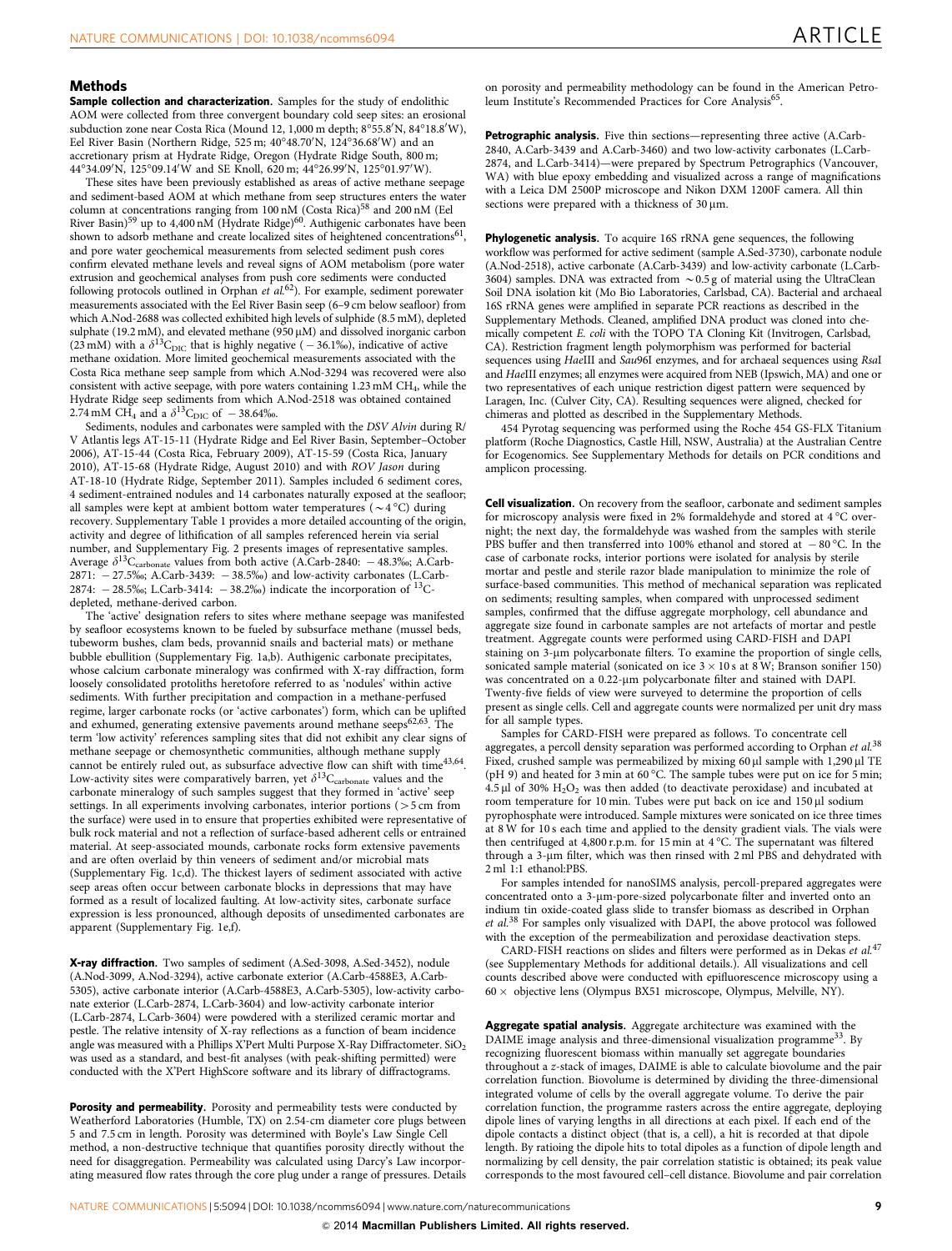## Methods

**Sample collection and characterization.** Samples for the study of endolithic AOM were collected from three convergent boundary cold seep sites: an erosional subduction zone near Costa Rica (Mound 12, 1,000 m depth; 8°55.8′N, 84°18.8′W), Eel River Basin (Northern Ridge, 525 m; 40°48.70′N, 124°36.68′W) and an accretionary prism at Hydrate Ridge, Oregon (Hydrate Ridge South, 800 m; 44°34.09′N, 125°09.14′W and SE Knoll, 620 m; 44°26.99′N, 125°01.97′W).

These sites have been previously established as areas of active methane seepage and sediment-based AOM at which methane from seep structures enters the water column at concentrations ranging from 100 nM (Costa Rica)[58] and 200 nM (Eel River Basin)[59] up to 4,400 nM (Hydrate Ridge)[60]. Authigenic carbonates have been shown to adsorb methane and create localized sites of heightened concentrations[61], and pore water geochemical measurements from selected sediment push cores confirm elevated methane levels and reveal signs of AOM metabolism (pore water extrusion and geochemical analyses from push core sediments were conducted following protocols outlined in Orphan *et al.*[62]). For example, sediment porewater measurements associated with the Eel River Basin seep (6–9 cm below seafloor) from which A.Nod-2688 was collected exhibited high levels of sulphide (8.5 mM), depleted sulphate (19.2 mM), and elevated methane (950 μM) and dissolved inorganic carbon (23 mM) with a $\delta^{13}C_{DIC}$ that is highly negative (−36.1‰), indicative of active methane oxidation. More limited geochemical measurements associated with the Costa Rica methane seep sample from which A.Nod-3294 was recovered were also consistent with active seepage, with pore waters containing 1.23 mM $CH_4$, while the Hydrate Ridge seep sediments from which A.Nod-2518 was obtained contained 2.74 mM $CH_4$ and a $\delta^{13}C_{DIC}$ of −38.64‰.

Sediments, nodules and carbonates were sampled with the *DSV Alvin* during R/V Atlantis legs AT-15-11 (Hydrate Ridge and Eel River Basin, September–October 2006), AT-15-44 (Costa Rica, February 2009), AT-15-59 (Costa Rica, January 2010), AT-15-68 (Hydrate Ridge, August 2010) and with *ROV Jason* during AT-18-10 (Hydrate Ridge, September 2011). Samples included 6 sediment cores, 4 sediment-entrained nodules and 14 carbonates naturally exposed at the seafloor; all samples were kept at ambient bottom water temperatures (~4 °C) during recovery. Supplementary Table 1 provides a more detailed accounting of the origin, activity and degree of lithification of all samples referenced herein via serial number, and Supplementary Fig. 2 presents images of representative samples. Average $\delta^{13}C_{carbonate}$ values from both active (A.Carb-2840: −48.3‰; A.Carb-2871: −27.5‰; A.Carb-3439: −38.5‰) and low-activity carbonates (L.Carb-2874: −28.5‰; L.Carb-3414: −38.2‰) indicate the incorporation of $^{13}C$-depleted, methane-derived carbon.

The 'active' designation refers to sites where methane seepage was manifested by seafloor ecosystems known to be fueled by subsurface methane (mussel beds, tubeworm bushes, clam beds, provannid snails and bacterial mats) or methane bubble ebullition (Supplementary Fig. 1a,b). Authigenic carbonate precipitates, whose calcium carbonate mineralogy was confirmed with X-ray diffraction, form loosely consolidated protoliths heretofore referred to as 'nodules' within active sediments. With further precipitation and compaction in a methane-perfused regime, larger carbonate rocks (or 'active carbonates') form, which can be uplifted and exhumed, generating extensive pavements around methane seeps[62,63]. The term 'low activity' references sampling sites that did not exhibit any clear signs of methane seepage or chemosynthetic communities, although methane supply cannot be entirely ruled out, as subsurface advective flow can shift with time[43,64]. Low-activity sites were comparatively barren, yet $\delta^{13}C_{carbonate}$ values and the carbonate mineralogy of such samples suggest that they formed in 'active' seep settings. In all experiments involving carbonates, interior portions (>5 cm from the surface) were used in to ensure that properties exhibited were representative of bulk rock material and not a reflection of surface-based adherent cells or entrained material. At seep-associated mounds, carbonate rocks form extensive pavements and are often overlaid by thin veneers of sediment and/or microbial mats (Supplementary Fig. 1c,d). The thickest layers of sediment associated with active seep areas often occur between carbonate blocks in depressions that may have formed as a result of localized faulting. At low-activity sites, carbonate surface expression is less pronounced, although deposits of unsedimented carbonates are apparent (Supplementary Fig. 1e,f).

**X-ray diffraction.** Two samples of sediment (A.Sed-3098, A.Sed-3452), nodule (A.Nod-3099, A.Nod-3294), active carbonate exterior (A.Carb-4588E3, A.Carb-5305), active carbonate interior (A.Carb-4588E3, A.Carb-5305), low-activity carbonate exterior (L.Carb-2874, L.Carb-3604) and low-activity carbonate interior (L.Carb-2874, L.Carb-3604) were powdered with a sterilized ceramic mortar and pestle. The relative intensity of X-ray reflections as a function of beam incidence angle was measured with a Phillips X'Pert Multi Purpose X-Ray Diffractometer. $SiO_2$ was used as a standard, and best-fit analyses (with peak-shifting permitted) were conducted with the X'Pert HighScore software and its library of diffractograms.

**Porosity and permeability.** Porosity and permeability tests were conducted by Weatherford Laboratories (Humble, TX) on 2.54-cm diameter core plugs between 5 and 7.5 cm in length. Porosity was determined with Boyle's Law Single Cell method, a non-destructive technique that quantifies porosity directly without the need for disaggregation. Permeability was calculated using Darcy's Law incorporating measured flow rates through the core plug under a range of pressures. Details on porosity and permeability methodology can be found in the American Petroleum Institute's Recommended Practices for Core Analysis[65].

**Petrographic analysis.** Five thin sections—representing three active (A.Carb-2840, A.Carb-3439 and A.Carb-3460) and two low-activity carbonates (L.Carb-2874, and L.Carb-3414)—were prepared by Spectrum Petrographics (Vancouver, WA) with blue epoxy embedding and visualized across a range of magnifications with a Leica DM 2500P microscope and Nikon DXM 1200F camera. All thin sections were prepared with a thickness of 30 μm.

**Phylogenetic analysis.** To acquire 16S rRNA gene sequences, the following workflow was performed for active sediment (sample A.Sed-3730), carbonate nodule (A.Nod-2518), active carbonate (A.Carb-3439) and low-activity carbonate (L.Carb-3604) samples. DNA was extracted from ~0.5 g of material using the UltraClean Soil DNA isolation kit (Mo Bio Laboratories, Carlsbad, CA). Bacterial and archaeal 16S rRNA genes were amplified in separate PCR reactions as described in the Supplementary Methods. Cleaned, amplified DNA product was cloned into chemically competent *E. coli* with the TOPO TA Cloning Kit (Invitrogen, Carlsbad, CA). Restriction fragment length polymorphism was performed for bacterial sequences using *Hae*III and *Sau*96I enzymes, and for archaeal sequences using *Rsa*I and *Hae*III enzymes; all enzymes were acquired from NEB (Ipswich, MA) and one or two representatives of each unique restriction digest pattern were sequenced by Laragen, Inc. (Culver City, CA). Resulting sequences were aligned, checked for chimeras and plotted as described in the Supplementary Methods.

454 Pyrotag sequencing was performed using the Roche 454 GS-FLX Titanium platform (Roche Diagnostics, Castle Hill, NSW, Australia) at the Australian Centre for Ecogenomics. See Supplementary Methods for details on PCR conditions and amplicon processing.

**Cell visualization.** On recovery from the seafloor, carbonate and sediment samples for microscopy analysis were fixed in 2% formaldehyde and stored at 4 °C overnight; the next day, the formaldehyde was washed from the samples with sterile PBS buffer and then transferred into 100% ethanol and stored at −80 °C. In the case of carbonate rocks, interior portions were isolated for analysis by sterile mortar and pestle and sterile razor blade manipulation to minimize the role of surface-based communities. This method of mechanical separation was replicated on sediments; resulting samples, when compared with unprocessed sediment samples, confirmed that the diffuse aggregate morphology, cell abundance and aggregate size found in carbonate samples are not artefacts of mortar and pestle treatment. Aggregate counts were performed using CARD-FISH and DAPI staining on 3-μm polycarbonate filters. To examine the proportion of single cells, sonicated sample material (sonicated on ice 3 × 10 s at 8 W; Branson sonifier 150) was concentrated on a 0.22-μm polycarbonate filter and stained with DAPI. Twenty-five fields of view were surveyed to determine the proportion of cells present as single cells. Cell and aggregate counts were normalized per unit dry mass for all sample types.

Samples for CARD-FISH were prepared as follows. To concentrate cell aggregates, a percoll density separation was performed according to Orphan *et al.*[38] Fixed, crushed sample was permeabilized by mixing 60 μl sample with 1,290 μl TE (pH 9) and heated for 3 min at 60 °C. The sample tubes were put on ice for 5 min; 4.5 μl of 30% $H_2O_2$ was then added (to deactivate peroxidase) and incubated at room temperature for 10 min. Tubes were put back on ice and 150 μl sodium pyrophosphate were introduced. Sample mixtures were sonicated on ice three times at 8 W for 10 s each time and applied to the density gradient vials. The vials were then centrifuged at 4,800 r.p.m. for 15 min at 4 °C. The supernatant was filtered through a 3-μm filter, which was then rinsed with 2 ml PBS and dehydrated with 2 ml 1:1 ethanol:PBS.

For samples intended for nanoSIMS analysis, percoll-prepared aggregates were concentrated onto a 3-μm-pore-sized polycarbonate filter and inverted onto an indium tin oxide-coated glass slide to transfer biomass as described in Orphan *et al.*[38] For samples only visualized with DAPI, the above protocol was followed with the exception of the permeabilization and peroxidase deactivation steps.

CARD-FISH reactions on slides and filters were performed as in Dekas *et al.*[47] (see Supplementary Methods for additional details.). All visualizations and cell counts described above were conducted with epifluorescence microscopy using a 60× objective lens (Olympus BX51 microscope, Olympus, Melville, NY).

**Aggregate spatial analysis.** Aggregate architecture was examined with the DAIME image analysis and three-dimensional visualization programme[33]. By recognizing fluorescent biomass within manually set aggregate boundaries throughout a *z*-stack of images, DAIME is able to calculate biovolume and the pair correlation function. Biovolume is determined by dividing the three-dimensional integrated volume of cells by the overall aggregate volume. To derive the pair correlation function, the programme rasters across the entire aggregate, deploying dipole lines of varying lengths in all directions at each pixel. If each end of the dipole contacts a distinct object (that is, a cell), a hit is recorded at that dipole length. By ratioing the dipole hits to total dipoles as a function of dipole length and normalizing by cell density, the pair correlation statistic is obtained; its peak value corresponds to the most favoured cell–cell distance. Biovolume and pair correlation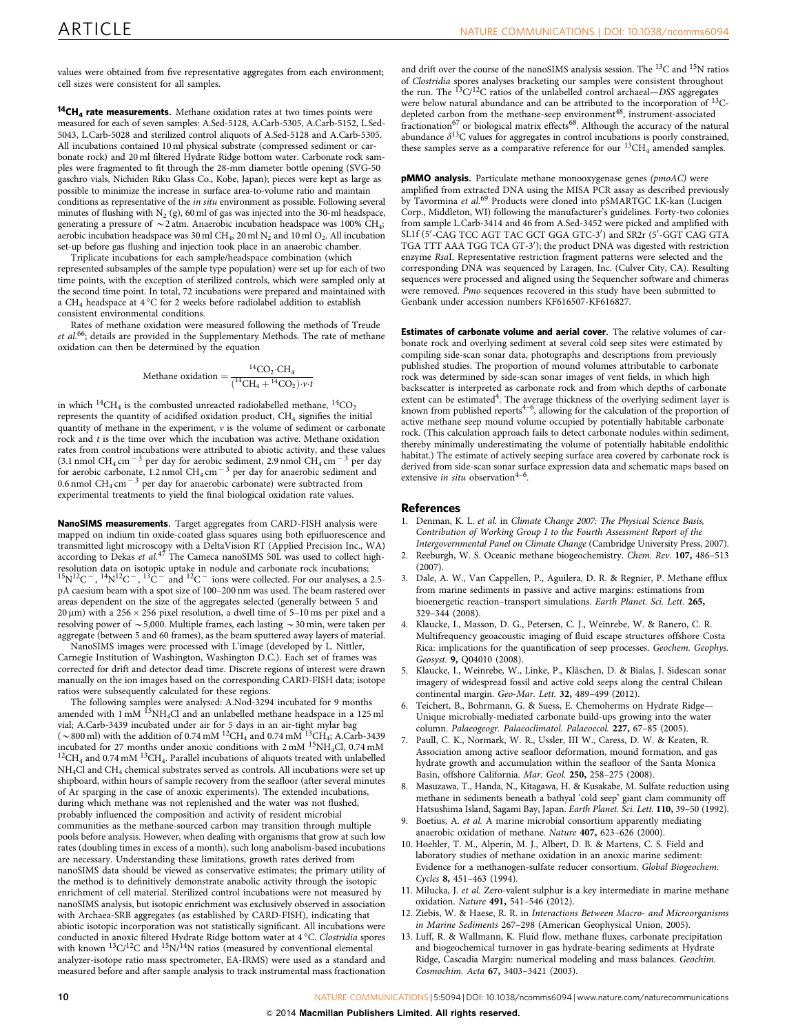values were obtained from five representative aggregates from each environment; cell sizes were consistent for all samples.

**$^{14}CH_4$ rate measurements.** Methane oxidation rates at two times points were measured for each of seven samples: A.Sed-5128, A.Carb-5305, A.Carb-5152, L.Sed-5043, L.Carb-5028 and sterilized control aliquots of A.Sed-5128 and A.Carb-5305. All incubations contained 10 ml physical substrate (compressed sediment or carbonate rock) and 20 ml filtered Hydrate Ridge bottom water. Carbonate rock samples were fragmented to fit through the 28-mm diameter bottle opening (SVG-50 gaschro vials, Nichiden Riku Glass Co., Kobe, Japan); pieces were kept as large as possible to minimize the increase in surface area-to-volume ratio and maintain conditions as representative of the *in situ* environment as possible. Following several minutes of flushing with $N_2$ (g), 60 ml of gas was injected into the 30-ml headspace, generating a pressure of ~2 atm. Anaerobic incubation headspace was 100% $CH_4$; aerobic incubation headspace was 30 ml $CH_4$, 20 ml $N_2$ and 10 ml $O_2$. All incubation set-up before gas flushing and injection took place in an anaerobic chamber.

Triplicate incubations for each sample/headspace combination (which represented subsamples of the sample type population) were set up for each of two time points, with the exception of sterilized controls, which were sampled only at the second time point. In total, 72 incubations were prepared and maintained with a $CH_4$ headspace at 4 °C for 2 weeks before radiolabel addition to establish consistent environmental conditions.

Rates of methane oxidation were measured following the methods of Treude *et al.*[66]; details are provided in the Supplementary Methods. The rate of methane oxidation can then be determined by the equation

$$\text{Methane oxidation} = \frac{^{14}CO_2 \cdot CH_4}{(^{14}CH_4 + {}^{14}CO_2) \cdot v \cdot t}$$

in which $^{14}CH_4$ is the combusted unreacted radiolabelled methane, $^{14}CO_2$ represents the quantity of acidified oxidation product, $CH_4$ signifies the initial quantity of methane in the experiment, $v$ is the volume of sediment or carbonate rock and $t$ is the time over which the incubation was active. Methane oxidation rates from control incubations were attributed to abiotic activity, and these values (3.1 nmol $CH_4$ cm$^{-3}$ per day for aerobic sediment, 2.9 nmol $CH_4$ cm$^{-3}$ per day for aerobic carbonate, 1.2 nmol $CH_4$ cm$^{-3}$ per day for anaerobic sediment and 0.6 nmol $CH_4$ cm$^{-3}$ per day for anaerobic carbonate) were subtracted from experimental treatments to yield the final biological oxidation rate values.

**NanoSIMS measurements.** Target aggregates from CARD-FISH analysis were mapped on indium tin oxide-coated glass squares using both epifluorescence and transmitted light microscopy with a DeltaVision RT (Applied Precision Inc., WA) according to Dekas *et al.*[47] The Cameca nanoSIMS 50L was used to collect high-resolution data on isotopic uptake in nodule and carbonate rock incubations; $^{15}N^{12}C^-$, $^{14}N^{12}C^-$, $^{13}C^-$ and $^{12}C^-$ ions were collected. For our analyses, a 2.5-pA caesium beam with a spot size of 100–200 nm was used. The beam rastered over areas dependent on the size of the aggregates selected (generally between 5 and 20 μm) with a 256 × 256 pixel resolution, a dwell time of 5–10 ms per pixel and a resolving power of ~5,000. Multiple frames, each lasting ~30 min, were taken per aggregate (between 5 and 60 frames), as the beam sputtered away layers of material.

NanoSIMS images were processed with L'image (developed by L. Nittler, Carnegie Institution of Washington, Washington D.C.). Each set of frames was corrected for drift and detector dead time. Discrete regions of interest were drawn manually on the ion images based on the corresponding CARD-FISH data; isotope ratios were subsequently calculated for these regions.

The following samples were analysed: A.Nod-3294 incubated for 9 months amended with 1 mM $^{15}NH_4Cl$ and an unlabelled methane headspace in a 125 ml vial; A.Carb-3439 incubated under air for 5 days in an air-tight mylar bag (~800 ml) with the addition of 0.74 mM $^{12}CH_4$ and 0.74 mM $^{13}CH_4$; A.Carb-3439 incubated for 27 months under anoxic conditions with 2 mM $^{15}NH_4Cl$, 0.74 mM $^{12}CH_4$ and 0.74 mM $^{13}CH_4$. Parallel incubations of aliquots treated with unlabelled $NH_4Cl$ and $CH_4$ chemical substrates served as controls. All incubations were set up shipboard, within hours of sample recovery from the seafloor (after several minutes of Ar sparging in the case of anoxic experiments). The extended incubations, during which methane was not replenished and the water was not flushed, probably influenced the composition and activity of resident microbial communities as the methane-sourced carbon may transition through multiple pools before analysis. However, when dealing with organisms that grow at such low rates (doubling times in excess of a month), such long animation-based incubations are necessary. Understanding these limitations, growth rates derived from nanoSIMS data should be viewed as conservative estimates; the primary utility of the method is to definitively demonstrate anabolic activity through the isotopic enrichment of cell material. Sterilized control incubations were not measured by nanoSIMS analysis, but isotopic enrichment was exclusively observed in association with Archaea-SRB aggregates (as established by CARD-FISH), indicating that abiotic isotopic incorporation was not statistically significant. All incubations were conducted in anoxic filtered Hydrate Ridge bottom water at 4 °C. *Clostridia* spores with known $^{13}C/^{12}C$ and $^{15}N/^{14}N$ ratios (measured by conventional elemental analyzer-isotope ratio mass spectrometer, EA-IRMS) were used as a standard and measured before and after sample analysis to track instrumental mass fractionation and drift over the course of the nanoSIMS analysis session. The $^{13}C$ and $^{15}N$ ratios of *Clostridia* spores analyses bracketing our samples were consistent throughout the run. The $^{13}C/^{12}C$ ratios of the unlabelled control archaeal—*DSS* aggregates were below natural abundance and can be attributed to the incorporation of $^{13}C$-depleted carbon from the methane-seep environment[48], instrument-associated fractionation[67] or biological matrix effects[68]. Although the accuracy of the natural abundance $\delta^{13}C$ values for aggregates in control incubations is poorly constrained, these samples serve as a comparative reference for our $^{13}CH_4$ amended samples.

**pMMO analysis.** Particulate methane monooxygenase genes (*pmoAC*) were amplified from extracted DNA using the MISA PCR assay as described previously by Tavormina *et al.*[69] Products were cloned into pSMARTGC LK-kan (Lucigen Corp., Middleton, WI) following the manufacturer's guidelines. Forty-two colonies from sample L.Carb-3414 and 46 from A.Sed-3452 were picked and amplified with SL1f (5′-CAG TCC AGT TAC GCT GGA GTC-3′) and SR2r (5′-GGT CAG GTA TGA TTT AAA TGG TCA GT-3′); the product DNA was digested with restriction enzyme *Rsa*I. Representative restriction fragment patterns were selected and the corresponding DNA was sequenced by Laragen, Inc. (Culver City, CA). Resulting sequences were processed and aligned using the Sequencher software and chimeras were removed. *Pmo* sequences recovered in this study have been submitted to Genbank under accession numbers KF616507-KF616827.

**Estimates of carbonate volume and aerial cover.** The relative volumes of carbonate rock and overlying sediment at several cold seep sites were estimated by compiling side-scan sonar data, photographs and descriptions from previously published studies. The proportion of mound volumes attributable to carbonate rock was determined by side-scan sonar images of vent fields, in which high backscatter is interpreted as carbonate rock and from which depths of carbonate extent can be estimated[4]. The average thickness of the overlying sediment layer is known from published reports[4–6], allowing for the calculation of the proportion of active methane seep mound volume occupied by potentially habitable carbonate rock. (This calculation approach fails to detect carbonate nodules within sediment, thereby minimally underestimating the volume of potentially habitable endolithic habitat.) The estimate of actively seeping surface area covered by carbonate rock is derived from side-scan sonar surface expression data and schematic maps based on extensive *in situ* observation[4–6].

## References

1. Denman, K. L. *et al.* in *Climate Change 2007: The Physical Science Basis, Contribution of Working Group I to the Fourth Assessment Report of the Intergovernmental Panel on Climate Change* (Cambridge University Press, 2007).
2. Reeburgh, W. S. Oceanic methane biogeochemistry. *Chem. Rev.* **107,** 486–513 (2007).
3. Dale, A. W., Van Cappellen, P., Aguilera, D. R. & Regnier, P. Methane efflux from marine sediments in passive and active margins: estimations from bioenergetic reaction–transport simulations. *Earth Planet. Sci. Lett.* **265,** 329–344 (2008).
4. Klaucke, I., Masson, D. G., Petersen, C. J., Weinrebe, W. & Ranero, C. R. Multifrequency geoacoustic imaging of fluid escape structures offshore Costa Rica: implications for the quantification of seep processes. *Geochem. Geophys. Geosyst.* **9,** Q04010 (2008).
5. Klaucke, I., Weinrebe, W., Linke, P., Kläschen, D. & Bialas, J. Sidescan sonar imagery of widespread fossil and active cold seeps along the central Chilean continental margin. *Geo-Mar. Lett.* **32,** 489–499 (2012).
6. Teichert, B., Bohrmann, G. & Suess, E. Chemoherms on Hydrate Ridge—Unique microbially-mediated carbonate build-ups growing into the water column. *Palaeogeogr. Palaeoclimatol. Palaeoecol.* **227,** 67–85 (2005).
7. Paull, C. K., Normark, W. R., Ussler, III W., Caress, D. W. & Keaten, R. Association among active seafloor deformation, mound formation, and gas hydrate growth and accumulation within the seafloor of the Santa Monica Basin, offshore California. *Mar. Geol.* **250,** 258–275 (2008).
8. Masuzawa, T., Handa, N., Kitagawa, H. & Kusakabe, M. Sulfate reduction using methane in sediments beneath a bathyal 'cold seep' giant clam community off Hatsushima Island, Sagami Bay, Japan. *Earth Planet. Sci. Lett.* **110,** 39–50 (1992).
9. Boetius, A. *et al.* A marine microbial consortium apparently mediating anaerobic oxidation of methane. *Nature* **407,** 623–626 (2000).
10. Hoehler, T. M., Alperin, M. J., Albert, D. B. & Martens, C. S. Field and laboratory studies of methane oxidation in an anoxic marine sediment: Evidence for a methanogen-sulfate reducer consortium. *Global Biogeochem. Cycles* **8,** 451–463 (1994).
11. Milucka, J. *et al.* Zero-valent sulphur is a key intermediate in marine methane oxidation. *Nature* **491,** 541–546 (2012).
12. Ziebis, W. & Haese, R. R. in *Interactions Between Macro- and Microorganisms in Marine Sediments* 267–298 (American Geophysical Union, 2005).
13. Luff, R. & Wallmann, K. Fluid flow, methane fluxes, carbonate precipitation and biogeochemical turnover in gas hydrate-bearing sediments at Hydrate Ridge, Cascadia Margin: numerical modeling and mass balances. *Geochim. Cosmochim. Acta* **67,** 3403–3421 (2003).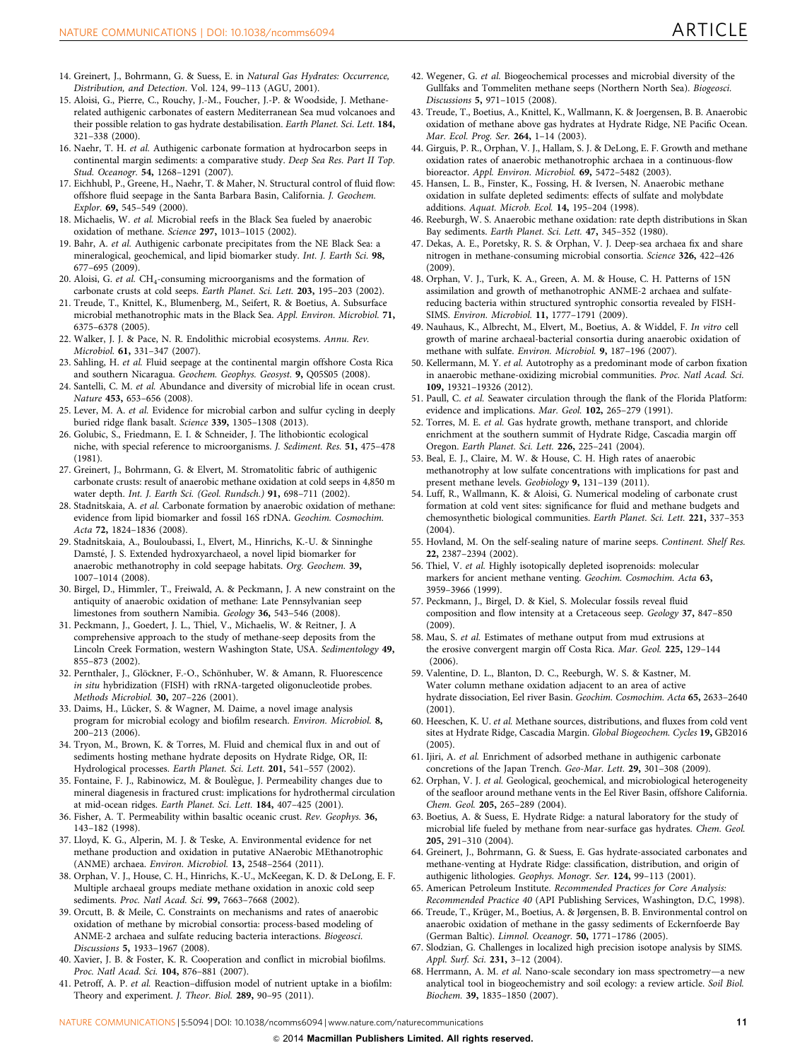14. Greinert, J., Bohrmann, G. & Suess, E. in *Natural Gas Hydrates: Occurrence, Distribution, and Detection*. Vol. 124, 99–113 (AGU, 2001).
15. Aloisi, G., Pierre, C., Rouchy, J.-M., Foucher, J.-P. & Woodside, J. Methane-related authigenic carbonates of eastern Mediterranean Sea mud volcanoes and their possible relation to gas hydrate destabilisation. *Earth Planet. Sci. Lett.* **184,** 321–338 (2000).
16. Naehr, T. H. *et al.* Authigenic carbonate formation at hydrocarbon seeps in continental margin sediments: a comparative study. *Deep Sea Res. Part II Top. Stud. Oceanogr.* **54,** 1268–1291 (2007).
17. Eichhubl, P., Greene, H., Naehr, T. & Maher, N. Structural control of fluid flow: offshore fluid seepage in the Santa Barbara Basin, California. *J. Geochem. Explor.* **69,** 545–549 (2000).
18. Michaelis, W. *et al.* Microbial reefs in the Black Sea fueled by anaerobic oxidation of methane. *Science* **297,** 1013–1015 (2002).
19. Bahr, A. *et al.* Authigenic carbonate precipitates from the NE Black Sea: a mineralogical, geochemical, and lipid biomarker study. *Int. J. Earth Sci.* **98,** 677–695 (2009).
20. Aloisi, G. *et al.* $CH_4$-consuming microorganisms and the formation of carbonate crusts at cold seeps. *Earth Planet. Sci. Lett.* **203,** 195–203 (2002).
21. Treude, T., Knittel, K., Blumenberg, M., Seifert, R. & Boetius, A. Subsurface microbial methanotrophic mats in the Black Sea. *Appl. Environ. Microbiol.* **71,** 6375–6378 (2005).
22. Walker, J. J. & Pace, N. R. Endolithic microbial ecosystems. *Annu. Rev. Microbiol.* **61,** 331–347 (2007).
23. Sahling, H. *et al.* Fluid seepage at the continental margin offshore Costa Rica and southern Nicaragua. *Geochem. Geophys. Geosyst.* **9,** Q05S05 (2008).
24. Santelli, C. M. *et al.* Abundance and diversity of microbial life in ocean crust. *Nature* **453,** 653–656 (2008).
25. Lever, M. A. *et al.* Evidence for microbial carbon and sulfur cycling in deeply buried ridge flank basalt. *Science* **339,** 1305–1308 (2013).
26. Golubic, S., Friedmann, E. I. & Schneider, J. The lithobiontic ecological niche, with special reference to microorganisms. *J. Sediment. Res.* **51,** 475–478 (1981).
27. Greinert, J., Bohrmann, G. & Elvert, M. Stromatolitic fabric of authigenic carbonate crusts: result of anaerobic methane oxidation at cold seeps in 4,850 m water depth. *Int. J. Earth Sci. (Geol. Rundsch.)* **91,** 698–711 (2002).
28. Stadnitskaia, A. *et al.* Carbonate formation by anaerobic oxidation of methane: evidence from lipid biomarker and fossil 16S rDNA. *Geochim. Cosmochim. Acta* **72,** 1824–1836 (2008).
29. Stadnitskaia, A., Bouloubassi, I., Elvert, M., Hinrichs, K.-U. & Sinninghe Damsté, J. S. Extended hydroxyarchaeol, a novel lipid biomarker for anaerobic methanotrophy in cold seepage habitats. *Org. Geochem.* **39,** 1007–1014 (2008).
30. Birgel, D., Himmler, T., Freiwald, A. & Peckmann, J. A new constraint on the antiquity of anaerobic oxidation of methane: Late Pennsylvanian seep limestones from southern Namibia. *Geology* **36,** 543–546 (2008).
31. Peckmann, J., Goedert, J. L., Thiel, V., Michaelis, W. & Reitner, J. A comprehensive approach to the study of methane-seep deposits from the Lincoln Creek Formation, western Washington State, USA. *Sedimentology* **49,** 855–873 (2002).
32. Pernthaler, J., Glöckner, F.-O., Schönhuber, W. & Amann, R. Fluorescence *in situ* hybridization (FISH) with rRNA-targeted oligonucleotide probes. *Methods Microbiol.* **30,** 207–226 (2001).
33. Daims, H., Lücker, S. & Wagner, M. Daime, a novel image analysis program for microbial ecology and biofilm research. *Environ. Microbiol.* **8,** 200–213 (2006).
34. Tryon, M., Brown, K. & Torres, M. Fluid and chemical flux in and out of sediments hosting methane hydrate deposits on Hydrate Ridge, OR, II: Hydrological processes. *Earth Planet. Sci. Lett.* **201,** 541–557 (2002).
35. Fontaine, F. J., Rabinowicz, M. & Boulègue, J. Permeability changes due to mineral diagenesis in fractured crust: implications for hydrothermal circulation at mid-ocean ridges. *Earth Planet. Sci. Lett.* **184,** 407–425 (2001).
36. Fisher, A. T. Permeability within basaltic oceanic crust. *Rev. Geophys.* **36,** 143–182 (1998).
37. Lloyd, K. G., Alperin, M. J. & Teske, A. Environmental evidence for net methane production and oxidation in putative ANaerobic MEthanotrophic (ANME) archaea. *Environ. Microbiol.* **13,** 2548–2564 (2011).
38. Orphan, V. J., House, C. H., Hinrichs, K.-U., McKeegan, K. D. & DeLong, E. F. Multiple archaeal groups mediate methane oxidation in anoxic cold seep sediments. *Proc. Natl Acad. Sci.* **99,** 7663–7668 (2002).
39. Orcutt, B. & Meile, C. Constraints on mechanisms and rates of anaerobic oxidation of methane by microbial consortia: process-based modeling of ANME-2 archaea and sulfate reducing bacteria interactions. *Biogeosci. Discussions* **5,** 1933–1967 (2008).
40. Xavier, J. B. & Foster, K. R. Cooperation and conflict in microbial biofilms. *Proc. Natl Acad. Sci.* **104,** 876–881 (2007).
41. Petroff, A. P. *et al.* Reaction–diffusion model of nutrient uptake in a biofilm: Theory and experiment. *J. Theor. Biol.* **289,** 90–95 (2011).
42. Wegener, G. *et al.* Biogeochemical processes and microbial diversity of the Gullfaks and Tommeliten methane seeps (Northern North Sea). *Biogeosci. Discussions* **5,** 971–1015 (2008).
43. Treude, T., Boetius, A., Knittel, K., Wallmann, K. & Joergensen, B. B. Anaerobic oxidation of methane above gas hydrates at Hydrate Ridge, NE Pacific Ocean. *Mar. Ecol. Prog. Ser.* **264,** 1–14 (2003).
44. Girguis, P. R., Orphan, V. J., Hallam, S. J. & DeLong, E. F. Growth and methane oxidation rates of anaerobic methanotrophic archaea in a continuous-flow bioreactor. *Appl. Environ. Microbiol.* **69,** 5472–5482 (2003).
45. Hansen, L. B., Finster, K., Fossing, H. & Iversen, N. Anaerobic methane oxidation in sulfate depleted sediments: effects of sulfate and molybdate additions. *Aquat. Microb. Ecol.* **14,** 195–204 (1998).
46. Reeburgh, W. S. Anaerobic methane oxidation: rate depth distributions in Skan Bay sediments. *Earth Planet. Sci. Lett.* **47,** 345–352 (1980).
47. Dekas, A. E., Poretsky, R. S. & Orphan, V. J. Deep-sea archaea fix and share nitrogen in methane-consuming microbial consortia. *Science* **326,** 422–426 (2009).
48. Orphan, V. J., Turk, K. A., Green, A. M. & House, C. H. Patterns of 15N assimilation and growth of methanotrophic ANME-2 archaea and sulfate-reducing bacteria within structured syntrophic consortia revealed by FISH-SIMS. *Environ. Microbiol.* **11,** 1777–1791 (2009).
49. Nauhaus, K., Albrecht, M., Elvert, M., Boetius, A. & Widdel, F. *In vitro* cell growth of marine archaeal-bacterial consortia during anaerobic oxidation of methane with sulfate. *Environ. Microbiol.* **9,** 187–196 (2007).
50. Kellermann, M. Y. *et al.* Autotrophy as a predominant mode of carbon fixation in anaerobic methane-oxidizing microbial communities. *Proc. Natl Acad. Sci.* **109,** 19321–19326 (2012).
51. Paull, C. *et al.* Seawater circulation through the flank of the Florida Platform: evidence and implications. *Mar. Geol.* **102,** 265–279 (1991).
52. Torres, M. E. *et al.* Gas hydrate growth, methane transport, and chloride enrichment at the southern summit of Hydrate Ridge, Cascadia margin off Oregon. *Earth Planet. Sci. Lett.* **226,** 225–241 (2004).
53. Beal, E. J., Claire, M. W. & House, C. H. High rates of anaerobic methanotrophy at low sulfate concentrations with implications for past and present methane levels. *Geobiology* **9,** 131–139 (2011).
54. Luff, R., Wallmann, K. & Aloisi, G. Numerical modeling of carbonate crust formation at cold vent sites: significance for fluid and methane budgets and chemosynthetic biological communities. *Earth Planet. Sci. Lett.* **221,** 337–353 (2004).
55. Hovland, M. On the self-sealing nature of marine seeps. *Continent. Shelf Res.* **22,** 2387–2394 (2002).
56. Thiel, V. *et al.* Highly isotopically depleted isoprenoids: molecular markers for ancient methane venting. *Geochim. Cosmochim. Acta* **63,** 3959–3966 (1999).
57. Peckmann, J., Birgel, D. & Kiel, S. Molecular fossils reveal fluid composition and flow intensity at a Cretaceous seep. *Geology* **37,** 847–850 (2009).
58. Mau, S. *et al.* Estimates of methane output from mud extrusions at the erosive convergent margin off Costa Rica. *Mar. Geol.* **225,** 129–144 (2006).
59. Valentine, D. L., Blanton, D. C., Reeburgh, W. S. & Kastner, M. Water column methane oxidation adjacent to an area of active hydrate dissociation, Eel river Basin. *Geochim. Cosmochim. Acta* **65,** 2633–2640 (2001).
60. Heeschen, K. U. *et al.* Methane sources, distributions, and fluxes from cold vent sites at Hydrate Ridge, Cascadia Margin. *Global Biogeochem. Cycles* **19,** GB2016 (2005).
61. Ijiri, A. *et al.* Enrichment of adsorbed methane in authigenic carbonate concretions of the Japan Trench. *Geo-Mar. Lett.* **29,** 301–308 (2009).
62. Orphan, V. J. *et al.* Geological, geochemical, and microbiological heterogeneity of the seafloor around methane vents in the Eel River Basin, offshore California. *Chem. Geol.* **205,** 265–289 (2004).
63. Boetius, A. & Suess, E. Hydrate Ridge: a natural laboratory for the study of microbial life fueled by methane from near-surface gas hydrates. *Chem. Geol.* **205,** 291–310 (2004).
64. Greinert, J., Bohrmann, G. & Suess, E. Gas hydrate-associated carbonates and methane-venting at Hydrate Ridge: classification, distribution, and origin of authigenic lithologies. *Geophys. Monogr. Ser.* **124,** 99–113 (2001).
65. American Petroleum Institute. *Recommended Practices for Core Analysis: Recommended Practice 40* (API Publishing Services, Washington, D.C, 1998).
66. Treude, T., Krüger, M., Boetius, A. & Jørgensen, B. B. Environmental control on anaerobic oxidation of methane in the gassy sediments of Eckernfoerde Bay (German Baltic). *Limnol. Oceanogr.* **50,** 1771–1786 (2005).
67. Slodzian, G. Challenges in localized high precision isotope analysis by SIMS. *Appl. Surf. Sci.* **231,** 3–12 (2004).
68. Herrmann, A. M. *et al.* Nano-scale secondary ion mass spectrometry—a new analytical tool in biogeochemistry and soil ecology: a review article. *Soil Biol. Biochem.* **39,** 1835–1850 (2007).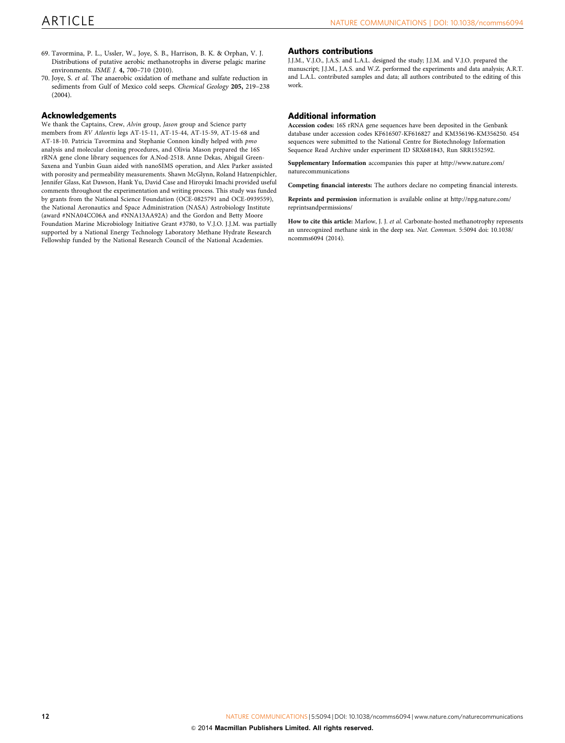69. Tavormina, P. L., Ussler, W., Joye, S. B., Harrison, B. K. & Orphan, V. J. Distributions of putative aerobic methanotrophs in diverse pelagic marine environments. *ISME J.* **4,** 700–710 (2010).
70. Joye, S. *et al.* The anaerobic oxidation of methane and sulfate reduction in sediments from Gulf of Mexico cold seeps. *Chemical Geology* **205,** 219–238 (2004).

## Acknowledgements

We thank the Captains, Crew, *Alvin* group, *Jason* group and Science party members from *RV Atlantis* legs AT-15-11, AT-15-44, AT-15-59, AT-15-68 and AT-18-10. Patricia Tavormina and Stephanie Connon kindly helped with *pmo* analysis and molecular cloning procedures, and Olivia Mason prepared the 16S rRNA gene clone library sequences for A.Nod-2518. Anne Dekas, Abigail Green-Saxena and Yunbin Guan aided with nanoSIMS operation, and Alex Parker assisted with porosity and permeability measurements. Shawn McGlynn, Roland Hatzenpichler, Jennifer Glass, Kat Dawson, Hank Yu, David Case and Hiroyuki Imachi provided useful comments throughout the experimentation and writing process. This study was funded by grants from the National Science Foundation (OCE-0825791 and OCE-0939559), the National Aeronautics and Space Administration (NASA) Astrobiology Institute (award #NNA04CC06A and #NNA13AA92A) and the Gordon and Betty Moore Foundation Marine Microbiology Initiative Grant #3780, to V.J.O. J.J.M. was partially supported by a National Energy Technology Laboratory Methane Hydrate Research Fellowship funded by the National Research Council of the National Academies.

## Authors contributions

J.J.M., V.J.O., J.A.S. and L.A.L. designed the study; J.J.M. and V.J.O. prepared the manuscript; J.J.M., J.A.S. and W.Z. performed the experiments and data analysis; A.R.T. and L.A.L. contributed samples and data; all authors contributed to the editing of this work.

## Additional information

**Accession codes:** 16S rRNA gene sequences have been deposited in the Genbank database under accession codes KF616507-KF616827 and KM356196-KM356250. 454 sequences were submitted to the National Centre for Biotechnology Information Sequence Read Archive under experiment ID SRX681843, Run SRR1552592.

**Supplementary Information** accompanies this paper at http://www.nature.com/naturecommunications

**Competing financial interests:** The authors declare no competing financial interests.

**Reprints and permission** information is available online at http://npg.nature.com/reprintsandpermissions/

**How to cite this article:** Marlow, J. J. *et al.* Carbonate-hosted methanotrophy represents an unrecognized methane sink in the deep sea. *Nat. Commun.* 5:5094 doi: 10.1038/ncomms6094 (2014).